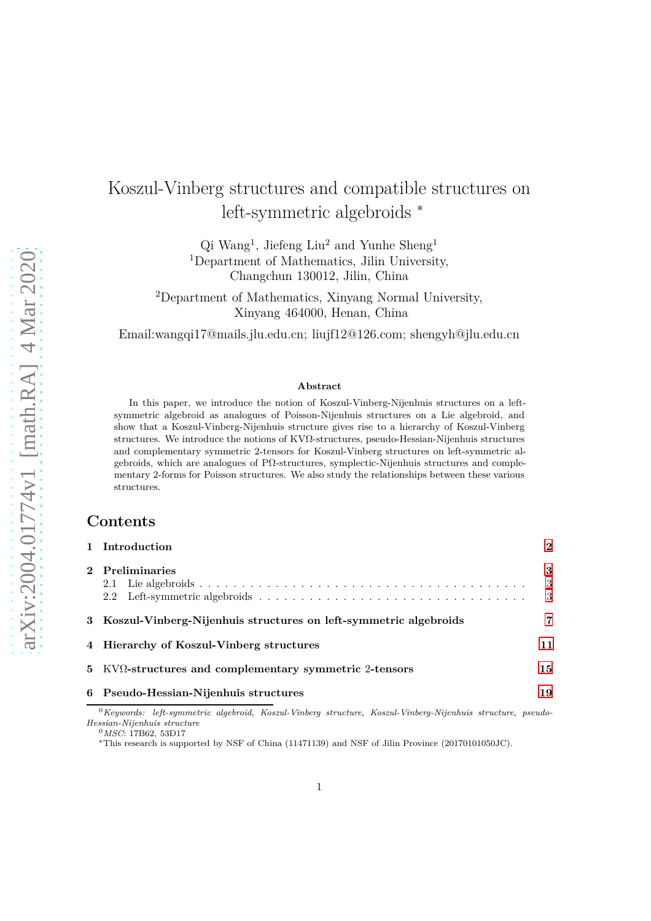# Koszul-Vinberg structures and compatible structures on left-symmetric algebroids *

Qi Wang[1], Jiefeng Liu[2] and Yunhe Sheng[1]

[1]Department of Mathematics, Jilin University, Changchun 130012, Jilin, China

[2]Department of Mathematics, Xinyang Normal University, Xinyang 464000, Henan, China

Email:wangqi17@mails.jlu.edu.cn; liujf12@126.com; shengyh@jlu.edu.cn

### Abstract

In this paper, we introduce the notion of Koszul-Vinberg-Nijenhuis structures on a left-symmetric algebroid as analogues of Poisson-Nijenhuis structures on a Lie algebroid, and show that a Koszul-Vinberg-Nijenhuis structure gives rise to a hierarchy of Koszul-Vinberg structures. We introduce the notions of KV$\Omega$-structures, pseudo-Hessian-Nijenhuis structures and complementary symmetric 2-tensors for Koszul-Vinberg structures on left-symmetric algebroids, which are analogues of P$\Omega$-structures, symplectic-Nijenhuis structures and complementary 2-forms for Poisson structures. We also study the relationships between these various structures.

## Contents

- **1 Introduction** — 2
- **2 Preliminaries** — 3
  - 2.1 Lie algebroids — 3
  - 2.2 Left-symmetric algebroids — 3
- **3 Koszul-Vinberg-Nijenhuis structures on left-symmetric algebroids** — 7
- **4 Hierarchy of Koszul-Vinberg structures** — 11
- **5 KV$\Omega$-structures and complementary symmetric 2-tensors** — 15
- **6 Pseudo-Hessian-Nijenhuis structures** — 19

[0]*Keywords: left-symmetric algebroid, Koszul-Vinberg structure, Koszul-Vinberg-Nijenhuis structure, pseudo-Hessian-Nijenhuis structure*

[0]*MSC*: 17B62, 53D17

*This research is supported by NSF of China (11471139) and NSF of Jilin Province (20170101050JC).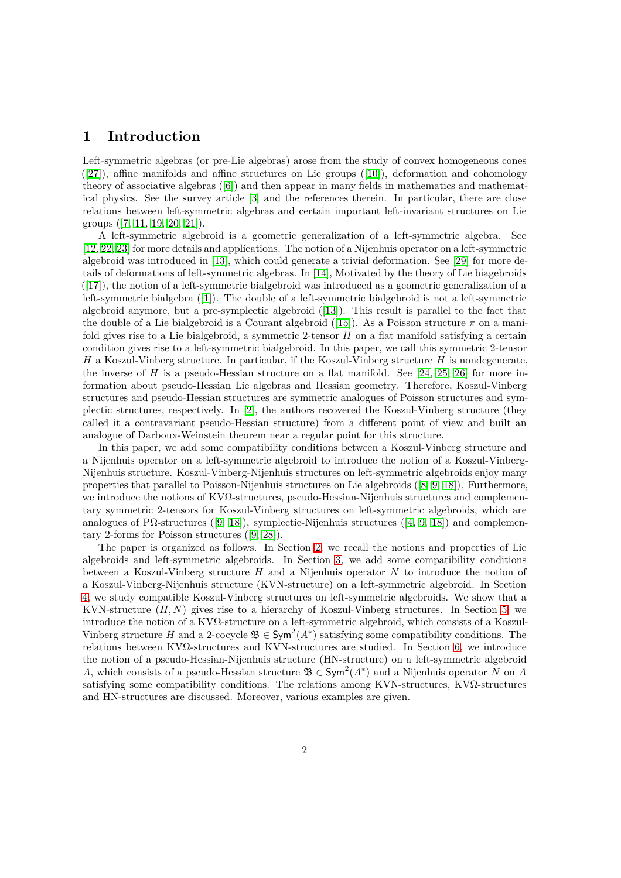# 1 Introduction

Left-symmetric algebras (or pre-Lie algebras) arose from the study of convex homogeneous cones ([27]), affine manifolds and affine structures on Lie groups ([10]), deformation and cohomology theory of associative algebras ([6]) and then appear in many fields in mathematics and mathematical physics. See the survey article [3] and the references therein. In particular, there are close relations between left-symmetric algebras and certain important left-invariant structures on Lie groups ([7, 11, 19, 20, 21]).

A left-symmetric algebroid is a geometric generalization of a left-symmetric algebra. See [12, 22, 23] for more details and applications. The notion of a Nijenhuis operator on a left-symmetric algebroid was introduced in [13], which could generate a trivial deformation. See [29] for more details of deformations of left-symmetric algebras. In [14], Motivated by the theory of Lie biagebroids ([17]), the notion of a left-symmetric bialgebroid was introduced as a geometric generalization of a left-symmetric bialgebra ([1]). The double of a left-symmetric bialgebroid is not a left-symmetric algebroid anymore, but a pre-symplectic algebroid ([13]). This result is parallel to the fact that the double of a Lie bialgebroid is a Courant algebroid ([15]). As a Poisson structure $\pi$ on a manifold gives rise to a Lie bialgebroid, a symmetric 2-tensor $H$ on a flat manifold satisfying a certain condition gives rise to a left-symmetric bialgebroid. In this paper, we call this symmetric 2-tensor $H$ a Koszul-Vinberg structure. In particular, if the Koszul-Vinberg structure $H$ is nondegenerate, the inverse of $H$ is a pseudo-Hessian structure on a flat manifold. See [24, 25, 26] for more information about pseudo-Hessian Lie algebras and Hessian geometry. Therefore, Koszul-Vinberg structures and pseudo-Hessian structures are symmetric analogues of Poisson structures and symplectic structures, respectively. In [2], the authors recovered the Koszul-Vinberg structure (they called it a contravariant pseudo-Hessian structure) from a different point of view and built an analogue of Darboux-Weinstein theorem near a regular point for this structure.

In this paper, we add some compatibility conditions between a Koszul-Vinberg structure and a Nijenhuis operator on a left-symmetric algebroid to introduce the notion of a Koszul-Vinberg-Nijenhuis structure. Koszul-Vinberg-Nijenhuis structures on left-symmetric algebroids enjoy many properties that parallel to Poisson-Nijenhuis structures on Lie algebroids ([8, 9, 18]). Furthermore, we introduce the notions of KVΩ-structures, pseudo-Hessian-Nijenhuis structures and complementary symmetric 2-tensors for Koszul-Vinberg structures on left-symmetric algebroids, which are analogues of PΩ-structures ([9, 18]), symplectic-Nijenhuis structures ([4, 9, 18]) and complementary 2-forms for Poisson structures ([9, 28]).

The paper is organized as follows. In Section 2, we recall the notions and properties of Lie algebroids and left-symmetric algebroids. In Section 3, we add some compatibility conditions between a Koszul-Vinberg structure $H$ and a Nijenhuis operator $N$ to introduce the notion of a Koszul-Vinberg-Nijenhuis structure (KVN-structure) on a left-symmetric algebroid. In Section 4, we study compatible Koszul-Vinberg structures on left-symmetric algebroids. We show that a KVN-structure $(H, N)$ gives rise to a hierarchy of Koszul-Vinberg structures. In Section 5, we introduce the notion of a KVΩ-structure on a left-symmetric algebroid, which consists of a Koszul-Vinberg structure $H$ and a 2-cocycle $\mathfrak{B} \in \mathsf{Sym}^2(A^*)$ satisfying some compatibility conditions. The relations between KVΩ-structures and KVN-structures are studied. In Section 6, we introduce the notion of a pseudo-Hessian-Nijenhuis structure (HN-structure) on a left-symmetric algebroid $A$, which consists of a pseudo-Hessian structure $\mathfrak{B} \in \mathsf{Sym}^2(A^*)$ and a Nijenhuis operator $N$ on $A$ satisfying some compatibility conditions. The relations among KVN-structures, KVΩ-structures and HN-structures are discussed. Moreover, various examples are given.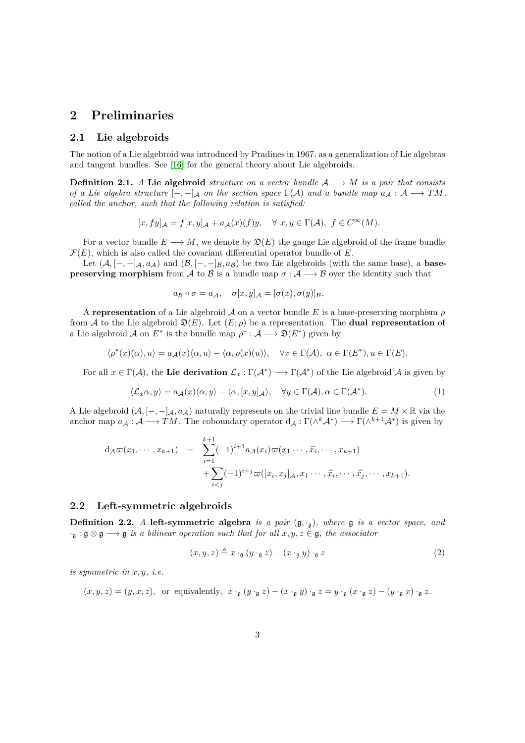# 2 Preliminaries

## 2.1 Lie algebroids

The notion of a Lie algebroid was introduced by Pradines in 1967, as a generalization of Lie algebras and tangent bundles. See [16] for the general theory about Lie algebroids.

**Definition 2.1.** *A* **Lie algebroid** *structure on a vector bundle $\mathcal{A} \longrightarrow M$ is a pair that consists of a Lie algebra structure $[-,-]_{\mathcal{A}}$ on the section space $\Gamma(\mathcal{A})$ and a bundle map $a_{\mathcal{A}} : \mathcal{A} \longrightarrow TM$, called the anchor, such that the following relation is satisfied:*

$$[x, fy]_{\mathcal{A}} = f[x, y]_{\mathcal{A}} + a_{\mathcal{A}}(x)(f)y, \quad \forall\ x, y \in \Gamma(\mathcal{A}),\ f \in C^\infty(M).$$

For a vector bundle $E \longrightarrow M$, we denote by $\mathfrak{D}(E)$ the gauge Lie algebroid of the frame bundle $\mathcal{F}(E)$, which is also called the covariant differential operator bundle of $E$.

Let $(\mathcal{A}, [-,-]_{\mathcal{A}}, a_{\mathcal{A}})$ and $(\mathcal{B}, [-,-]_{\mathcal{B}}, a_{\mathcal{B}})$ be two Lie algebroids (with the same base), a **base-preserving morphism** from $\mathcal{A}$ to $\mathcal{B}$ is a bundle map $\sigma : \mathcal{A} \longrightarrow \mathcal{B}$ over the identity such that

$$a_{\mathcal{B}} \circ \sigma = a_{\mathcal{A}}, \quad \sigma[x, y]_{\mathcal{A}} = [\sigma(x), \sigma(y)]_{\mathcal{B}}.$$

A **representation** of a Lie algebroid $\mathcal{A}$ on a vector bundle $E$ is a base-preserving morphism $\rho$ from $\mathcal{A}$ to the Lie algebroid $\mathfrak{D}(E)$. Let $(E; \rho)$ be a representation. The **dual representation** of a Lie algebroid $\mathcal{A}$ on $E^*$ is the bundle map $\rho^* : \mathcal{A} \longrightarrow \mathfrak{D}(E^*)$ given by

$$\langle \rho^*(x)(\alpha), u\rangle = a_{\mathcal{A}}(x)\langle \alpha, u\rangle - \langle \alpha, \rho(x)(u)\rangle, \quad \forall x \in \Gamma(\mathcal{A}),\ \alpha \in \Gamma(E^*), u \in \Gamma(E).$$

For all $x \in \Gamma(\mathcal{A})$, the **Lie derivation** $\mathcal{L}_x : \Gamma(\mathcal{A}^*) \longrightarrow \Gamma(\mathcal{A}^*)$ of the Lie algebroid $\mathcal{A}$ is given by

$$\langle \mathcal{L}_x \alpha, y\rangle = a_{\mathcal{A}}(x)\langle \alpha, y\rangle - \langle \alpha, [x, y]_{\mathcal{A}}\rangle, \quad \forall y \in \Gamma(\mathcal{A}), \alpha \in \Gamma(\mathcal{A}^*). \tag{1}$$

A Lie algebroid $(\mathcal{A}, [-,-]_{\mathcal{A}}, a_{\mathcal{A}})$ naturally represents on the trivial line bundle $E = M \times \mathbb{R}$ via the anchor map $a_{\mathcal{A}} : \mathcal{A} \longrightarrow TM$. The coboundary operator $\mathrm{d}_{\mathcal{A}} : \Gamma(\wedge^k \mathcal{A}^*) \longrightarrow \Gamma(\wedge^{k+1}\mathcal{A}^*)$ is given by

$$\begin{aligned}\mathrm{d}_{\mathcal{A}}\varpi(x_1, \cdots, x_{k+1}) &= \sum_{i=1}^{k+1}(-1)^{i+1} a_{\mathcal{A}}(x_i)\varpi(x_1 \cdots, \widehat{x_i}, \cdots, x_{k+1}) \\ &\quad + \sum_{i<j}(-1)^{i+j}\varpi([x_i, x_j]_{\mathcal{A}}, x_1 \cdots, \widehat{x_i}, \cdots, \widehat{x_j}, \cdots, x_{k+1}).\end{aligned}$$

## 2.2 Left-symmetric algebroids

**Definition 2.2.** *A* **left-symmetric algebra** *is a pair $(\mathfrak{g}, \cdot_{\mathfrak{g}})$, where $\mathfrak{g}$ is a vector space, and $\cdot_{\mathfrak{g}} : \mathfrak{g} \otimes \mathfrak{g} \longrightarrow \mathfrak{g}$ is a bilinear operation such that for all $x, y, z \in \mathfrak{g}$, the associator*

$$(x, y, z) \triangleq x \cdot_{\mathfrak{g}} (y \cdot_{\mathfrak{g}} z) - (x \cdot_{\mathfrak{g}} y) \cdot_{\mathfrak{g}} z \tag{2}$$

*is symmetric in $x, y$, i.e.*

$$(x, y, z) = (y, x, z), \quad \text{or equivalently,} \quad x \cdot_{\mathfrak{g}} (y \cdot_{\mathfrak{g}} z) - (x \cdot_{\mathfrak{g}} y) \cdot_{\mathfrak{g}} z = y \cdot_{\mathfrak{g}} (x \cdot_{\mathfrak{g}} z) - (y \cdot_{\mathfrak{g}} x) \cdot_{\mathfrak{g}} z.$$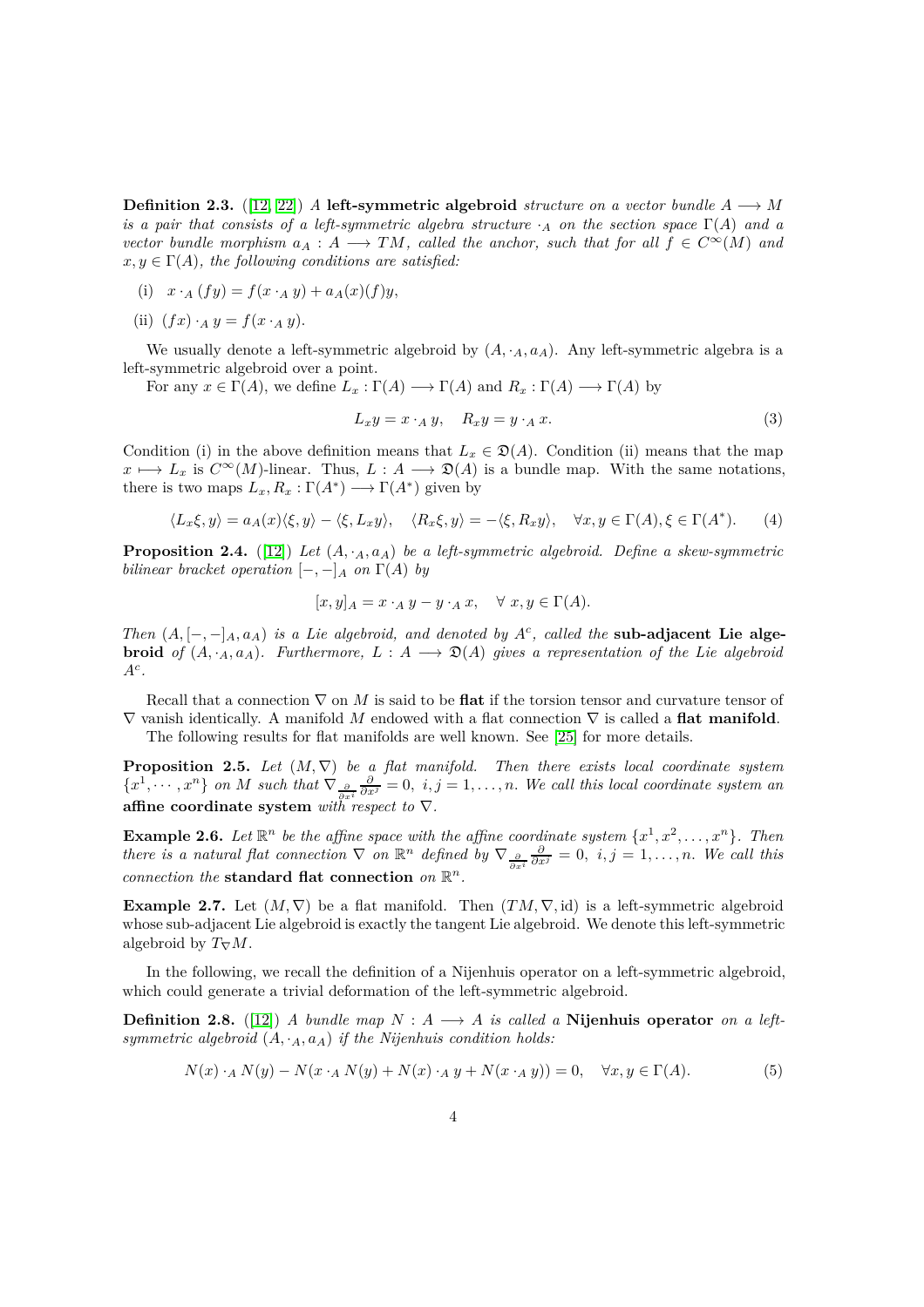**Definition 2.3.** ([12, 22]) *A* **left-symmetric algebroid** *structure on a vector bundle $A \longrightarrow M$ is a pair that consists of a left-symmetric algebra structure $\cdot_A$ on the section space $\Gamma(A)$ and a vector bundle morphism $a_A : A \longrightarrow TM$, called the anchor, such that for all $f \in C^\infty(M)$ and $x, y \in \Gamma(A)$, the following conditions are satisfied:*

(i) $x \cdot_A (fy) = f(x \cdot_A y) + a_A(x)(f)y$,

(ii) $(fx) \cdot_A y = f(x \cdot_A y)$.

We usually denote a left-symmetric algebroid by $(A, \cdot_A, a_A)$. Any left-symmetric algebra is a left-symmetric algebroid over a point.

For any $x \in \Gamma(A)$, we define $L_x : \Gamma(A) \longrightarrow \Gamma(A)$ and $R_x : \Gamma(A) \longrightarrow \Gamma(A)$ by

$$L_x y = x \cdot_A y, \quad R_x y = y \cdot_A x. \tag{3}$$

Condition (i) in the above definition means that $L_x \in \mathfrak{D}(A)$. Condition (ii) means that the map $x \longmapsto L_x$ is $C^\infty(M)$-linear. Thus, $L : A \longrightarrow \mathfrak{D}(A)$ is a bundle map. With the same notations, there is two maps $L_x, R_x : \Gamma(A^*) \longrightarrow \Gamma(A^*)$ given by

$$\langle L_x \xi, y \rangle = a_A(x)\langle \xi, y \rangle - \langle \xi, L_x y \rangle, \quad \langle R_x \xi, y \rangle = -\langle \xi, R_x y \rangle, \quad \forall x, y \in \Gamma(A), \xi \in \Gamma(A^*). \tag{4}$$

**Proposition 2.4.** ([12]) *Let $(A, \cdot_A, a_A)$ be a left-symmetric algebroid. Define a skew-symmetric bilinear bracket operation $[-,-]_A$ on $\Gamma(A)$ by*

$$[x, y]_A = x \cdot_A y - y \cdot_A x, \quad \forall\, x, y \in \Gamma(A).$$

*Then $(A, [-,-]_A, a_A)$ is a Lie algebroid, and denoted by $A^c$, called the* **sub-adjacent Lie algebroid** *of $(A, \cdot_A, a_A)$. Furthermore, $L : A \longrightarrow \mathfrak{D}(A)$ gives a representation of the Lie algebroid $A^c$.*

Recall that a connection $\nabla$ on $M$ is said to be **flat** if the torsion tensor and curvature tensor of $\nabla$ vanish identically. A manifold $M$ endowed with a flat connection $\nabla$ is called a **flat manifold**.

The following results for flat manifolds are well known. See [25] for more details.

**Proposition 2.5.** *Let $(M, \nabla)$ be a flat manifold. Then there exists local coordinate system $\{x^1, \cdots, x^n\}$ on $M$ such that $\nabla_{\frac{\partial}{\partial x^i}} \frac{\partial}{\partial x^j} = 0$, $i, j = 1, \ldots, n$. We call this local coordinate system an* **affine coordinate system** *with respect to $\nabla$.*

**Example 2.6.** *Let $\mathbb{R}^n$ be the affine space with the affine coordinate system $\{x^1, x^2, \ldots, x^n\}$. Then there is a natural flat connection $\nabla$ on $\mathbb{R}^n$ defined by $\nabla_{\frac{\partial}{\partial x^i}} \frac{\partial}{\partial x^j} = 0$, $i, j = 1, \ldots, n$. We call this connection the* **standard flat connection** *on $\mathbb{R}^n$.*

**Example 2.7.** Let $(M, \nabla)$ be a flat manifold. Then $(TM, \nabla, \mathrm{id})$ is a left-symmetric algebroid whose sub-adjacent Lie algebroid is exactly the tangent Lie algebroid. We denote this left-symmetric algebroid by $T_\nabla M$.

In the following, we recall the definition of a Nijenhuis operator on a left-symmetric algebroid, which could generate a trivial deformation of the left-symmetric algebroid.

**Definition 2.8.** ([12]) *A bundle map $N : A \longrightarrow A$ is called a* **Nijenhuis operator** *on a left-symmetric algebroid $(A, \cdot_A, a_A)$ if the Nijenhuis condition holds:*

$$N(x) \cdot_A N(y) - N(x \cdot_A N(y) + N(x) \cdot_A y + N(x \cdot_A y)) = 0, \quad \forall x, y \in \Gamma(A). \tag{5}$$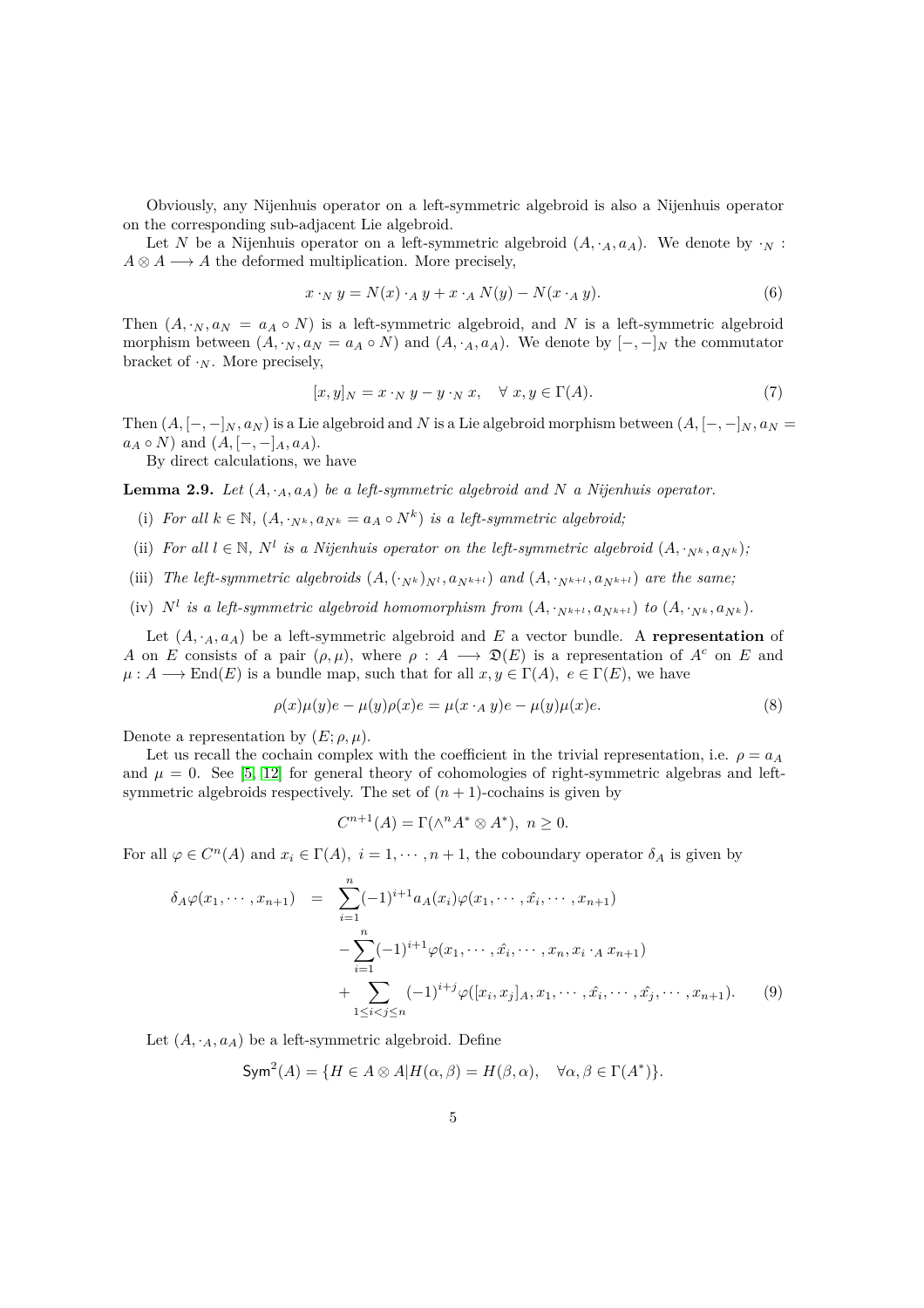Obviously, any Nijenhuis operator on a left-symmetric algebroid is also a Nijenhuis operator on the corresponding sub-adjacent Lie algebroid.

Let $N$ be a Nijenhuis operator on a left-symmetric algebroid $(A, \cdot_A, a_A)$. We denote by $\cdot_N : A \otimes A \longrightarrow A$ the deformed multiplication. More precisely,

$$x \cdot_N y = N(x) \cdot_A y + x \cdot_A N(y) - N(x \cdot_A y). \tag{6}$$

Then $(A, \cdot_N, a_N = a_A \circ N)$ is a left-symmetric algebroid, and $N$ is a left-symmetric algebroid morphism between $(A, \cdot_N, a_N = a_A \circ N)$ and $(A, \cdot_A, a_A)$. We denote by $[-,-]_N$ the commutator bracket of $\cdot_N$. More precisely,

$$[x, y]_N = x \cdot_N y - y \cdot_N x, \quad \forall\ x, y \in \Gamma(A). \tag{7}$$

Then $(A, [-,-]_N, a_N)$ is a Lie algebroid and $N$ is a Lie algebroid morphism between $(A, [-,-]_N, a_N = a_A \circ N)$ and $(A, [-,-]_A, a_A)$.

By direct calculations, we have

**Lemma 2.9.** *Let $(A, \cdot_A, a_A)$ be a left-symmetric algebroid and $N$ a Nijenhuis operator.*

(i) *For all $k \in \mathbb{N}$, $(A, \cdot_{N^k}, a_{N^k} = a_A \circ N^k)$ is a left-symmetric algebroid;*

(ii) *For all $l \in \mathbb{N}$, $N^l$ is a Nijenhuis operator on the left-symmetric algebroid $(A, \cdot_{N^k}, a_{N^k})$;*

(iii) *The left-symmetric algebroids $(A, (\cdot_{N^k})_{N^l}, a_{N^{k+l}})$ and $(A, \cdot_{N^{k+l}}, a_{N^{k+l}})$ are the same;*

(iv) *$N^l$ is a left-symmetric algebroid homomorphism from $(A, \cdot_{N^{k+l}}, a_{N^{k+l}})$ to $(A, \cdot_{N^k}, a_{N^k})$.*

Let $(A, \cdot_A, a_A)$ be a left-symmetric algebroid and $E$ a vector bundle. A **representation** of $A$ on $E$ consists of a pair $(\rho, \mu)$, where $\rho : A \longrightarrow \mathfrak{D}(E)$ is a representation of $A^c$ on $E$ and $\mu : A \longrightarrow \mathrm{End}(E)$ is a bundle map, such that for all $x, y \in \Gamma(A),\ e \in \Gamma(E)$, we have

$$\rho(x)\mu(y)e - \mu(y)\rho(x)e = \mu(x \cdot_A y)e - \mu(y)\mu(x)e. \tag{8}$$

Denote a representation by $(E; \rho, \mu)$.

Let us recall the cochain complex with the coefficient in the trivial representation, i.e. $\rho = a_A$ and $\mu = 0$. See [5, 12] for general theory of cohomologies of right-symmetric algebras and left-symmetric algebroids respectively. The set of $(n+1)$-cochains is given by

$$C^{n+1}(A) = \Gamma(\wedge^n A^* \otimes A^*),\ n \geq 0.$$

For all $\varphi \in C^n(A)$ and $x_i \in \Gamma(A),\ i = 1, \cdots, n+1$, the coboundary operator $\delta_A$ is given by

$$\begin{aligned}
\delta_A \varphi(x_1, \cdots, x_{n+1}) &= \sum_{i=1}^{n} (-1)^{i+1} a_A(x_i) \varphi(x_1, \cdots, \hat{x_i}, \cdots, x_{n+1}) \\
&\quad - \sum_{i=1}^{n} (-1)^{i+1} \varphi(x_1, \cdots, \hat{x_i}, \cdots, x_n, x_i \cdot_A x_{n+1}) \\
&\quad + \sum_{1 \leq i < j \leq n} (-1)^{i+j} \varphi([x_i, x_j]_A, x_1, \cdots, \hat{x_i}, \cdots, \hat{x_j}, \cdots, x_{n+1}).
\end{aligned} \tag{9}$$

Let $(A, \cdot_A, a_A)$ be a left-symmetric algebroid. Define

$$\mathsf{Sym}^2(A) = \{H \in A \otimes A | H(\alpha, \beta) = H(\beta, \alpha), \quad \forall \alpha, \beta \in \Gamma(A^*)\}.$$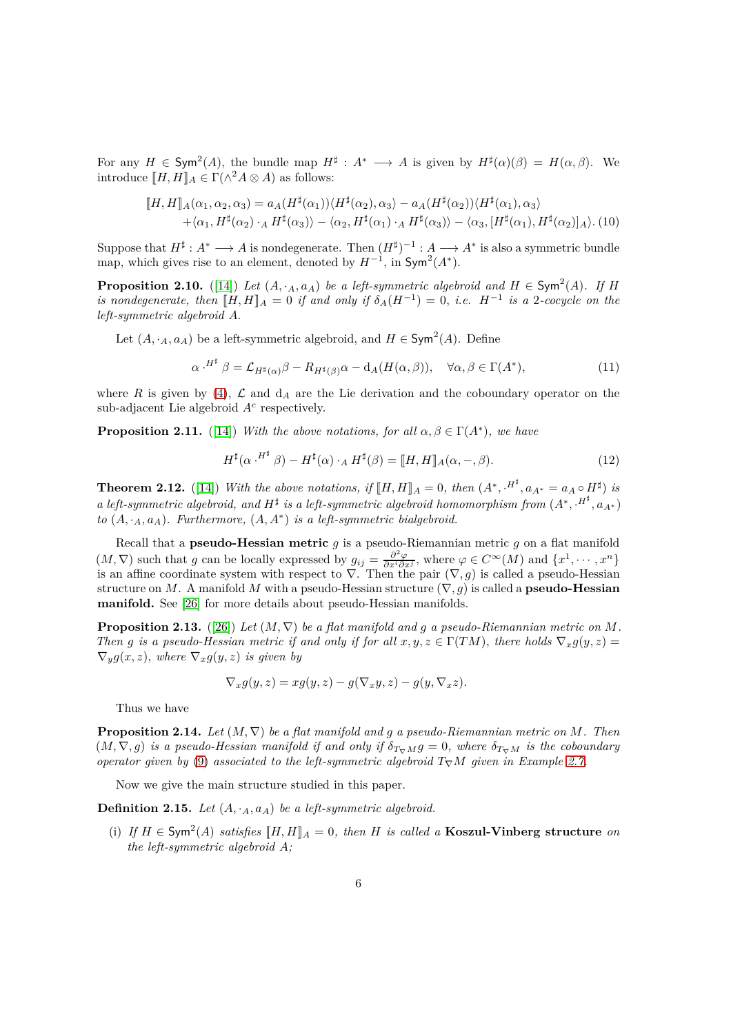For any $H \in \mathsf{Sym}^2(A)$, the bundle map $H^\sharp : A^* \longrightarrow A$ is given by $H^\sharp(\alpha)(\beta) = H(\alpha, \beta)$. We introduce $[\![H,H]\!]_A \in \Gamma(\wedge^2 A \otimes A)$ as follows:

$$
\begin{aligned}
[\![H,H]\!]_A(\alpha_1,\alpha_2,\alpha_3) &= a_A(H^\sharp(\alpha_1))\langle H^\sharp(\alpha_2),\alpha_3\rangle - a_A(H^\sharp(\alpha_2))\langle H^\sharp(\alpha_1),\alpha_3\rangle \\
&+\langle \alpha_1, H^\sharp(\alpha_2)\cdot_A H^\sharp(\alpha_3)\rangle - \langle \alpha_2, H^\sharp(\alpha_1)\cdot_A H^\sharp(\alpha_3)\rangle - \langle \alpha_3, [H^\sharp(\alpha_1), H^\sharp(\alpha_2)]_A\rangle. \quad (10)
\end{aligned}
$$

Suppose that $H^\sharp : A^* \longrightarrow A$ is nondegenerate. Then $(H^\sharp)^{-1} : A \longrightarrow A^*$ is also a symmetric bundle map, which gives rise to an element, denoted by $H^{-1}$, in $\mathsf{Sym}^2(A^*)$.

**Proposition 2.10.** ([14]) *Let $(A, \cdot_A, a_A)$ be a left-symmetric algebroid and $H \in \mathsf{Sym}^2(A)$. If $H$ is nondegenerate, then $[\![H,H]\!]_A = 0$ if and only if $\delta_A(H^{-1}) = 0$, i.e. $H^{-1}$ is a 2-cocycle on the left-symmetric algebroid $A$.*

Let $(A, \cdot_A, a_A)$ be a left-symmetric algebroid, and $H \in \mathsf{Sym}^2(A)$. Define

$$
\alpha \cdot^{H^\sharp} \beta = \mathcal{L}_{H^\sharp(\alpha)}\beta - R_{H^\sharp(\beta)}\alpha - \mathrm{d}_A(H(\alpha,\beta)), \quad \forall \alpha, \beta \in \Gamma(A^*), \tag{11}
$$

where $R$ is given by (4), $\mathcal{L}$ and $\mathrm{d}_A$ are the Lie derivation and the coboundary operator on the sub-adjacent Lie algebroid $A^c$ respectively.

**Proposition 2.11.** ([14]) *With the above notations, for all $\alpha, \beta \in \Gamma(A^*)$, we have*

$$
H^\sharp(\alpha \cdot^{H^\sharp} \beta) - H^\sharp(\alpha)\cdot_A H^\sharp(\beta) = [\![H,H]\!]_A(\alpha, -, \beta). \tag{12}
$$

**Theorem 2.12.** ([14]) *With the above notations, if $[\![H,H]\!]_A = 0$, then $(A^*, \cdot^{H^\sharp}, a_{A^*} = a_A \circ H^\sharp)$ is a left-symmetric algebroid, and $H^\sharp$ is a left-symmetric algebroid homomorphism from $(A^*, \cdot^{H^\sharp}, a_{A^*})$ to $(A, \cdot_A, a_A)$. Furthermore, $(A, A^*)$ is a left-symmetric bialgebroid.*

Recall that a **pseudo-Hessian metric** $g$ is a pseudo-Riemannian metric $g$ on a flat manifold $(M, \nabla)$ such that $g$ can be locally expressed by $g_{ij} = \frac{\partial^2 \varphi}{\partial x^i \partial x^j}$, where $\varphi \in C^\infty(M)$ and $\{x^1, \cdots, x^n\}$ is an affine coordinate system with respect to $\nabla$. Then the pair $(\nabla, g)$ is called a pseudo-Hessian structure on $M$. A manifold $M$ with a pseudo-Hessian structure $(\nabla, g)$ is called a **pseudo-Hessian manifold.** See [26] for more details about pseudo-Hessian manifolds.

**Proposition 2.13.** ([26]) *Let $(M, \nabla)$ be a flat manifold and $g$ a pseudo-Riemannian metric on $M$. Then $g$ is a pseudo-Hessian metric if and only if for all $x, y, z \in \Gamma(TM)$, there holds $\nabla_x g(y,z) = \nabla_y g(x,z)$, where $\nabla_x g(y,z)$ is given by*

$$
\nabla_x g(y,z) = x g(y,z) - g(\nabla_x y, z) - g(y, \nabla_x z).
$$

Thus we have

**Proposition 2.14.** *Let $(M, \nabla)$ be a flat manifold and $g$ a pseudo-Riemannian metric on $M$. Then $(M, \nabla, g)$ is a pseudo-Hessian manifold if and only if $\delta_{T_\nabla M} g = 0$, where $\delta_{T_\nabla M}$ is the coboundary operator given by (9) associated to the left-symmetric algebroid $T_\nabla M$ given in Example 2.7.*

Now we give the main structure studied in this paper.

**Definition 2.15.** *Let $(A, \cdot_A, a_A)$ be a left-symmetric algebroid.*

(i) *If $H \in \mathsf{Sym}^2(A)$ satisfies $[\![H,H]\!]_A = 0$, then $H$ is called a* **Koszul-Vinberg structure** *on the left-symmetric algebroid $A$;*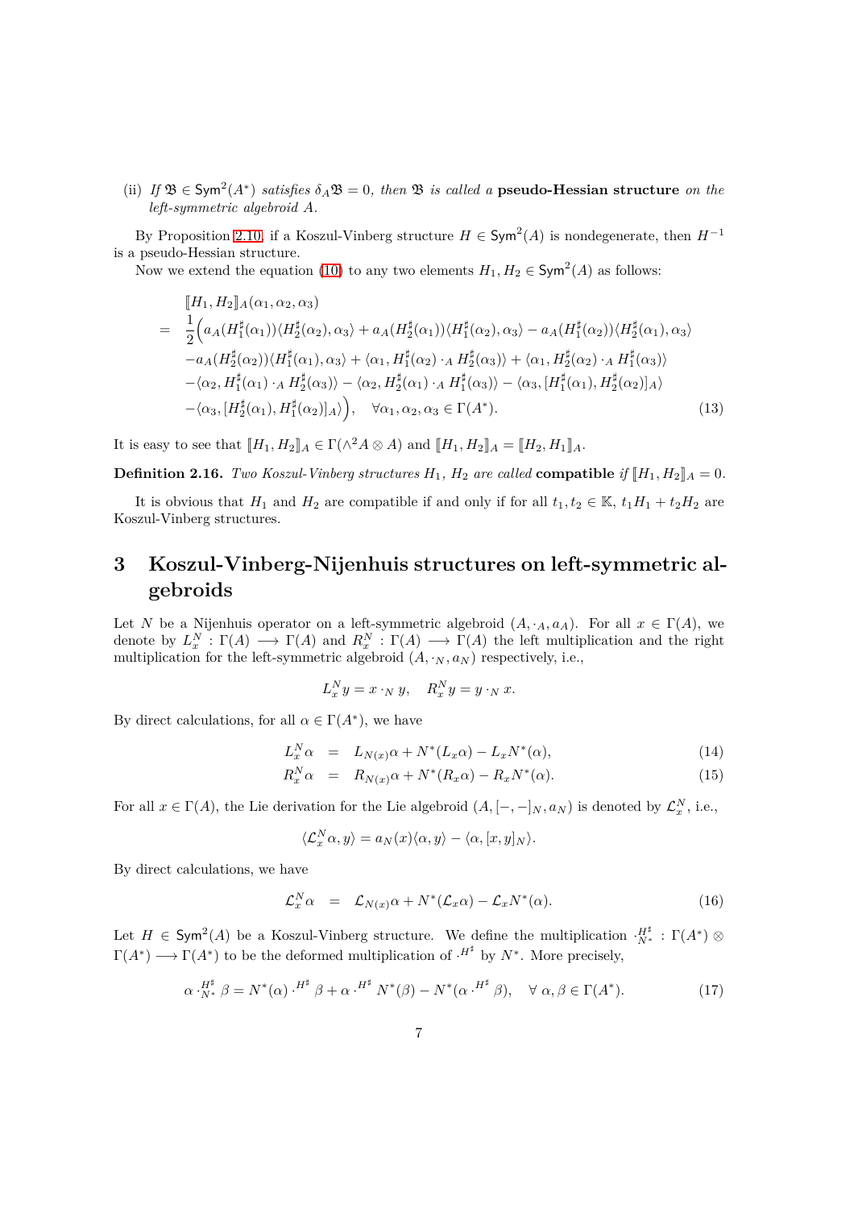(ii) *If* $\mathfrak{B} \in \mathsf{Sym}^2(A^*)$ *satisfies* $\delta_A \mathfrak{B} = 0$*, then* $\mathfrak{B}$ *is called a* **pseudo-Hessian structure** *on the left-symmetric algebroid* $A$*.*

By Proposition 2.10, if a Koszul-Vinberg structure $H \in \mathsf{Sym}^2(A)$ is nondegenerate, then $H^{-1}$ is a pseudo-Hessian structure.

Now we extend the equation (10) to any two elements $H_1, H_2 \in \mathsf{Sym}^2(A)$ as follows:

$$
\begin{aligned}
& [\![H_1, H_2]\!]_A(\alpha_1, \alpha_2, \alpha_3) \\
= \; & \frac{1}{2}\Big( a_A(H_1^\sharp(\alpha_1))\langle H_2^\sharp(\alpha_2), \alpha_3\rangle + a_A(H_2^\sharp(\alpha_1))\langle H_1^\sharp(\alpha_2), \alpha_3\rangle - a_A(H_1^\sharp(\alpha_2))\langle H_2^\sharp(\alpha_1), \alpha_3\rangle \\
& - a_A(H_2^\sharp(\alpha_2))\langle H_1^\sharp(\alpha_1), \alpha_3\rangle + \langle \alpha_1, H_1^\sharp(\alpha_2) \cdot_A H_2^\sharp(\alpha_3)\rangle + \langle \alpha_1, H_2^\sharp(\alpha_2) \cdot_A H_1^\sharp(\alpha_3)\rangle \\
& - \langle \alpha_2, H_1^\sharp(\alpha_1) \cdot_A H_2^\sharp(\alpha_3)\rangle - \langle \alpha_2, H_2^\sharp(\alpha_1) \cdot_A H_1^\sharp(\alpha_3)\rangle - \langle \alpha_3, [H_1^\sharp(\alpha_1), H_2^\sharp(\alpha_2)]_A\rangle \\
& - \langle \alpha_3, [H_2^\sharp(\alpha_1), H_1^\sharp(\alpha_2)]_A\rangle \Big), \quad \forall \alpha_1, \alpha_2, \alpha_3 \in \Gamma(A^*).
\end{aligned} \tag{13}
$$

It is easy to see that $[\![H_1, H_2]\!]_A \in \Gamma(\wedge^2 A \otimes A)$ and $[\![H_1, H_2]\!]_A = [\![H_2, H_1]\!]_A$.

**Definition 2.16.** *Two Koszul-Vinberg structures* $H_1$*,* $H_2$ *are called* **compatible** *if* $[\![H_1, H_2]\!]_A = 0$*.*

It is obvious that $H_1$ and $H_2$ are compatible if and only if for all $t_1, t_2 \in \mathbb{K}$, $t_1 H_1 + t_2 H_2$ are Koszul-Vinberg structures.

# 3 Koszul-Vinberg-Nijenhuis structures on left-symmetric algebroids

Let $N$ be a Nijenhuis operator on a left-symmetric algebroid $(A, \cdot_A, a_A)$. For all $x \in \Gamma(A)$, we denote by $L_x^N : \Gamma(A) \longrightarrow \Gamma(A)$ and $R_x^N : \Gamma(A) \longrightarrow \Gamma(A)$ the left multiplication and the right multiplication for the left-symmetric algebroid $(A, \cdot_N, a_N)$ respectively, i.e.,

$$
L_x^N y = x \cdot_N y, \quad R_x^N y = y \cdot_N x.
$$

By direct calculations, for all $\alpha \in \Gamma(A^*)$, we have

$$
L_x^N \alpha = L_{N(x)}\alpha + N^*(L_x \alpha) - L_x N^*(\alpha), \tag{14}
$$

$$
R_x^N \alpha = R_{N(x)}\alpha + N^*(R_x \alpha) - R_x N^*(\alpha). \tag{15}
$$

For all $x \in \Gamma(A)$, the Lie derivation for the Lie algebroid $(A, [-,-]_N, a_N)$ is denoted by $\mathcal{L}_x^N$, i.e.,

$$
\langle \mathcal{L}_x^N \alpha, y\rangle = a_N(x)\langle \alpha, y\rangle - \langle \alpha, [x, y]_N\rangle.
$$

By direct calculations, we have

$$
\mathcal{L}_x^N \alpha = \mathcal{L}_{N(x)}\alpha + N^*(\mathcal{L}_x \alpha) - \mathcal{L}_x N^*(\alpha). \tag{16}
$$

Let $H \in \mathsf{Sym}^2(A)$ be a Koszul-Vinberg structure. We define the multiplication $\cdot_{N^*}^{H^\sharp} : \Gamma(A^*) \otimes \Gamma(A^*) \longrightarrow \Gamma(A^*)$ to be the deformed multiplication of $\cdot^{H^\sharp}$ by $N^*$. More precisely,

$$
\alpha \cdot_{N^*}^{H^\sharp} \beta = N^*(\alpha) \cdot^{H^\sharp} \beta + \alpha \cdot^{H^\sharp} N^*(\beta) - N^*(\alpha \cdot^{H^\sharp} \beta), \quad \forall\, \alpha, \beta \in \Gamma(A^*). \tag{17}
$$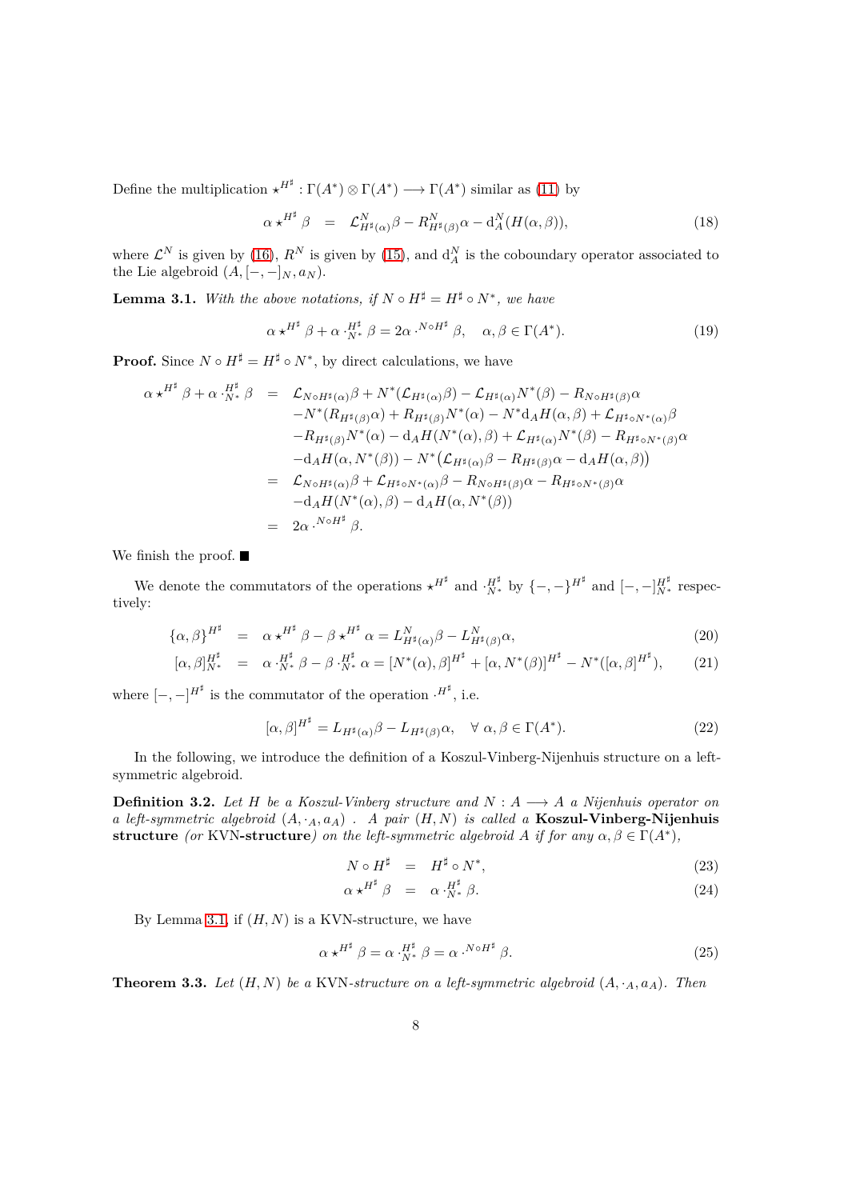Define the multiplication $\star^{H^\sharp}:\Gamma(A^*)\otimes\Gamma(A^*)\longrightarrow\Gamma(A^*)$ similar as (11) by

$$\alpha\star^{H^\sharp}\beta \;=\; \mathcal{L}^N_{H^\sharp(\alpha)}\beta - R^N_{H^\sharp(\beta)}\alpha - \mathrm{d}^N_A(H(\alpha,\beta)), \tag{18}$$

where $\mathcal{L}^N$ is given by (16), $R^N$ is given by (15), and $\mathrm{d}^N_A$ is the coboundary operator associated to the Lie algebroid $(A,[-,-]_N,a_N)$.

**Lemma 3.1.** *With the above notations, if $N\circ H^\sharp = H^\sharp\circ N^*$, we have*

$$\alpha\star^{H^\sharp}\beta+\alpha\cdot^{H^\sharp}_{N^*}\beta = 2\alpha\cdot^{N\circ H^\sharp}\beta,\quad \alpha,\beta\in\Gamma(A^*). \tag{19}$$

**Proof.** Since $N\circ H^\sharp = H^\sharp\circ N^*$, by direct calculations, we have

$$\begin{aligned}
\alpha\star^{H^\sharp}\beta+\alpha\cdot^{H^\sharp}_{N^*}\beta \;=\;& \mathcal{L}_{N\circ H^\sharp(\alpha)}\beta + N^*(\mathcal{L}_{H^\sharp(\alpha)}\beta) - \mathcal{L}_{H^\sharp(\alpha)}N^*(\beta) - R_{N\circ H^\sharp(\beta)}\alpha\\
&-N^*(R_{H^\sharp(\beta)}\alpha) + R_{H^\sharp(\beta)}N^*(\alpha) - N^*\mathrm{d}_AH(\alpha,\beta) + \mathcal{L}_{H^\sharp\circ N^*(\alpha)}\beta\\
&-R_{H^\sharp(\beta)}N^*(\alpha) - \mathrm{d}_AH(N^*(\alpha),\beta) + \mathcal{L}_{H^\sharp(\alpha)}N^*(\beta) - R_{H^\sharp\circ N^*(\beta)}\alpha\\
&-\mathrm{d}_AH(\alpha,N^*(\beta)) - N^*\big(\mathcal{L}_{H^\sharp(\alpha)}\beta - R_{H^\sharp(\beta)}\alpha - \mathrm{d}_AH(\alpha,\beta)\big)\\
=\;& \mathcal{L}_{N\circ H^\sharp(\alpha)}\beta + \mathcal{L}_{H^\sharp\circ N^*(\alpha)}\beta - R_{N\circ H^\sharp(\beta)}\alpha - R_{H^\sharp\circ N^*(\beta)}\alpha\\
&-\mathrm{d}_AH(N^*(\alpha),\beta) - \mathrm{d}_AH(\alpha,N^*(\beta))\\
=\;& 2\alpha\cdot^{N\circ H^\sharp}\beta.
\end{aligned}$$

We finish the proof. ■

We denote the commutators of the operations $\star^{H^\sharp}$ and $\cdot^{H^\sharp}_{N^*}$ by $\{-,-\}^{H^\sharp}$ and $[-,-]^{H^\sharp}_{N^*}$ respectively:

$$\{\alpha,\beta\}^{H^\sharp} \;=\; \alpha\star^{H^\sharp}\beta-\beta\star^{H^\sharp}\alpha = L^N_{H^\sharp(\alpha)}\beta - L^N_{H^\sharp(\beta)}\alpha, \tag{20}$$

$$[\alpha,\beta]^{H^\sharp}_{N^*} \;=\; \alpha\cdot^{H^\sharp}_{N^*}\beta-\beta\cdot^{H^\sharp}_{N^*}\alpha = [N^*(\alpha),\beta]^{H^\sharp}+[\alpha,N^*(\beta)]^{H^\sharp}-N^*([\alpha,\beta]^{H^\sharp}), \tag{21}$$

where $[-,-]^{H^\sharp}$ is the commutator of the operation $\cdot^{H^\sharp}$, i.e.

$$[\alpha,\beta]^{H^\sharp} = L_{H^\sharp(\alpha)}\beta - L_{H^\sharp(\beta)}\alpha,\quad \forall\ \alpha,\beta\in\Gamma(A^*). \tag{22}$$

In the following, we introduce the definition of a Koszul-Vinberg-Nijenhuis structure on a left-symmetric algebroid.

**Definition 3.2.** *Let $H$ be a Koszul-Vinberg structure and $N:A\longrightarrow A$ a Nijenhuis operator on a left-symmetric algebroid $(A,\cdot_A,a_A)$ . A pair $(H,N)$ is called a* **Koszul-Vinberg-Nijenhuis structure** *(or* **KVN-structure***) on the left-symmetric algebroid $A$ if for any $\alpha,\beta\in\Gamma(A^*)$,*

$$N\circ H^\sharp \;=\; H^\sharp\circ N^*, \tag{23}$$

$$\alpha\star^{H^\sharp}\beta \;=\; \alpha\cdot^{H^\sharp}_{N^*}\beta. \tag{24}$$

By Lemma 3.1, if $(H,N)$ is a KVN-structure, we have

$$\alpha\star^{H^\sharp}\beta = \alpha\cdot^{H^\sharp}_{N^*}\beta = \alpha\cdot^{N\circ H^\sharp}\beta. \tag{25}$$

**Theorem 3.3.** *Let $(H,N)$ be a* KVN*-structure on a left-symmetric algebroid $(A,\cdot_A,a_A)$. Then*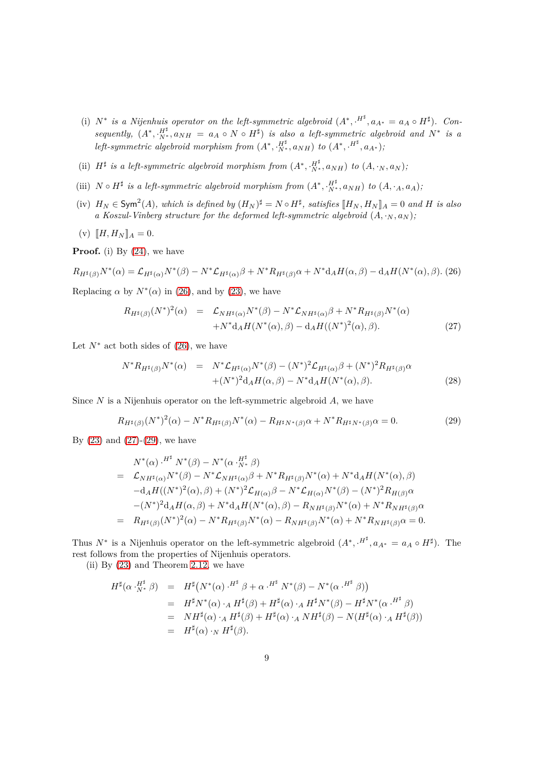(i) $N^*$ *is a Nijenhuis operator on the left-symmetric algebroid* $(A^*, \cdot^{H^\sharp}, a_{A^*} = a_A \circ H^\sharp)$*. Consequently,* $(A^*, \cdot^{H^\sharp}_{N^*}, a_{NH} = a_A \circ N \circ H^\sharp)$ *is also a left-symmetric algebroid and* $N^*$ *is a left-symmetric algebroid morphism from* $(A^*, \cdot^{H^\sharp}_{N^*}, a_{NH})$ *to* $(A^*, \cdot^{H^\sharp}, a_{A^*})$*;*

(ii) $H^\sharp$ *is a left-symmetric algebroid morphism from* $(A^*, \cdot^{H^\sharp}_{N^*}, a_{NH})$ *to* $(A, \cdot_N, a_N)$*;*

(iii) $N \circ H^\sharp$ *is a left-symmetric algebroid morphism from* $(A^*, \cdot^{H^\sharp}_{N^*}, a_{NH})$ *to* $(A, \cdot_A, a_A)$*;*

(iv) $H_N \in \mathsf{Sym}^2(A)$*, which is defined by* $(H_N)^\sharp = N \circ H^\sharp$*, satisfies* $[\![H_N, H_N]\!]_A = 0$ *and* $H$ *is also a Koszul-Vinberg structure for the deformed left-symmetric algebroid* $(A, \cdot_N, a_N)$*;*

(v) $[\![H, H_N]\!]_A = 0$.

**Proof.** (i) By (24), we have

$$R_{H^\sharp(\beta)}N^*(\alpha) = \mathcal{L}_{H^\sharp(\alpha)}N^*(\beta) - N^*\mathcal{L}_{H^\sharp(\alpha)}\beta + N^*R_{H^\sharp(\beta)}\alpha + N^*\mathrm{d}_A H(\alpha,\beta) - \mathrm{d}_A H(N^*(\alpha),\beta). \tag{26}$$

Replacing $\alpha$ by $N^*(\alpha)$ in (26), and by (23), we have

$$\begin{aligned} R_{H^\sharp(\beta)}(N^*)^2(\alpha) &= \mathcal{L}_{NH^\sharp(\alpha)}N^*(\beta) - N^*\mathcal{L}_{NH^\sharp(\alpha)}\beta + N^*R_{H^\sharp(\beta)}N^*(\alpha) \\ &\quad + N^*\mathrm{d}_A H(N^*(\alpha),\beta) - \mathrm{d}_A H((N^*)^2(\alpha),\beta). \end{aligned} \tag{27}$$

Let $N^*$ act both sides of (26), we have

$$\begin{aligned} N^*R_{H^\sharp(\beta)}N^*(\alpha) &= N^*\mathcal{L}_{H^\sharp(\alpha)}N^*(\beta) - (N^*)^2\mathcal{L}_{H^\sharp(\alpha)}\beta + (N^*)^2R_{H^\sharp(\beta)}\alpha \\ &\quad + (N^*)^2\mathrm{d}_A H(\alpha,\beta) - N^*\mathrm{d}_A H(N^*(\alpha),\beta). \end{aligned} \tag{28}$$

Since $N$ is a Nijenhuis operator on the left-symmetric algebroid $A$, we have

$$R_{H^\sharp(\beta)}(N^*)^2(\alpha) - N^*R_{H^\sharp(\beta)}N^*(\alpha) - R_{H^\sharp N^*(\beta)}\alpha + N^*R_{H^\sharp N^*(\beta)}\alpha = 0. \tag{29}$$

By (23) and (27)-(29), we have

$$\begin{aligned} & N^*(\alpha) \cdot^{H^\sharp} N^*(\beta) - N^*(\alpha \cdot^{H^\sharp}_{N^*} \beta) \\ =\ & \mathcal{L}_{NH^\sharp(\alpha)}N^*(\beta) - N^*\mathcal{L}_{NH^\sharp(\alpha)}\beta + N^*R_{H^\sharp(\beta)}N^*(\alpha) + N^*\mathrm{d}_A H(N^*(\alpha),\beta) \\ & -\mathrm{d}_A H((N^*)^2(\alpha),\beta) + (N^*)^2\mathcal{L}_{H(\alpha)}\beta - N^*\mathcal{L}_{H(\alpha)}N^*(\beta) - (N^*)^2R_{H(\beta)}\alpha \\ & -(N^*)^2\mathrm{d}_A H(\alpha,\beta) + N^*\mathrm{d}_A H(N^*(\alpha),\beta) - R_{NH^\sharp(\beta)}N^*(\alpha) + N^*R_{NH^\sharp(\beta)}\alpha \\ =\ & R_{H^\sharp(\beta)}(N^*)^2(\alpha) - N^*R_{H^\sharp(\beta)}N^*(\alpha) - R_{NH^\sharp(\beta)}N^*(\alpha) + N^*R_{NH^\sharp(\beta)}\alpha = 0. \end{aligned}$$

Thus $N^*$ is a Nijenhuis operator on the left-symmetric algebroid $(A^*, \cdot^{H^\sharp}, a_{A^*} = a_A \circ H^\sharp)$. The rest follows from the properties of Nijenhuis operators.

(ii) By (23) and Theorem 2.12, we have

$$\begin{aligned} H^\sharp(\alpha \cdot^{H^\sharp}_{N^*} \beta) &= H^\sharp\big(N^*(\alpha) \cdot^{H^\sharp} \beta + \alpha \cdot^{H^\sharp} N^*(\beta) - N^*(\alpha \cdot^{H^\sharp} \beta)\big) \\ &= H^\sharp N^*(\alpha) \cdot_A H^\sharp(\beta) + H^\sharp(\alpha) \cdot_A H^\sharp N^*(\beta) - H^\sharp N^*(\alpha \cdot^{H^\sharp} \beta) \\ &= NH^\sharp(\alpha) \cdot_A H^\sharp(\beta) + H^\sharp(\alpha) \cdot_A NH^\sharp(\beta) - N(H^\sharp(\alpha) \cdot_A H^\sharp(\beta)) \\ &= H^\sharp(\alpha) \cdot_N H^\sharp(\beta). \end{aligned}$$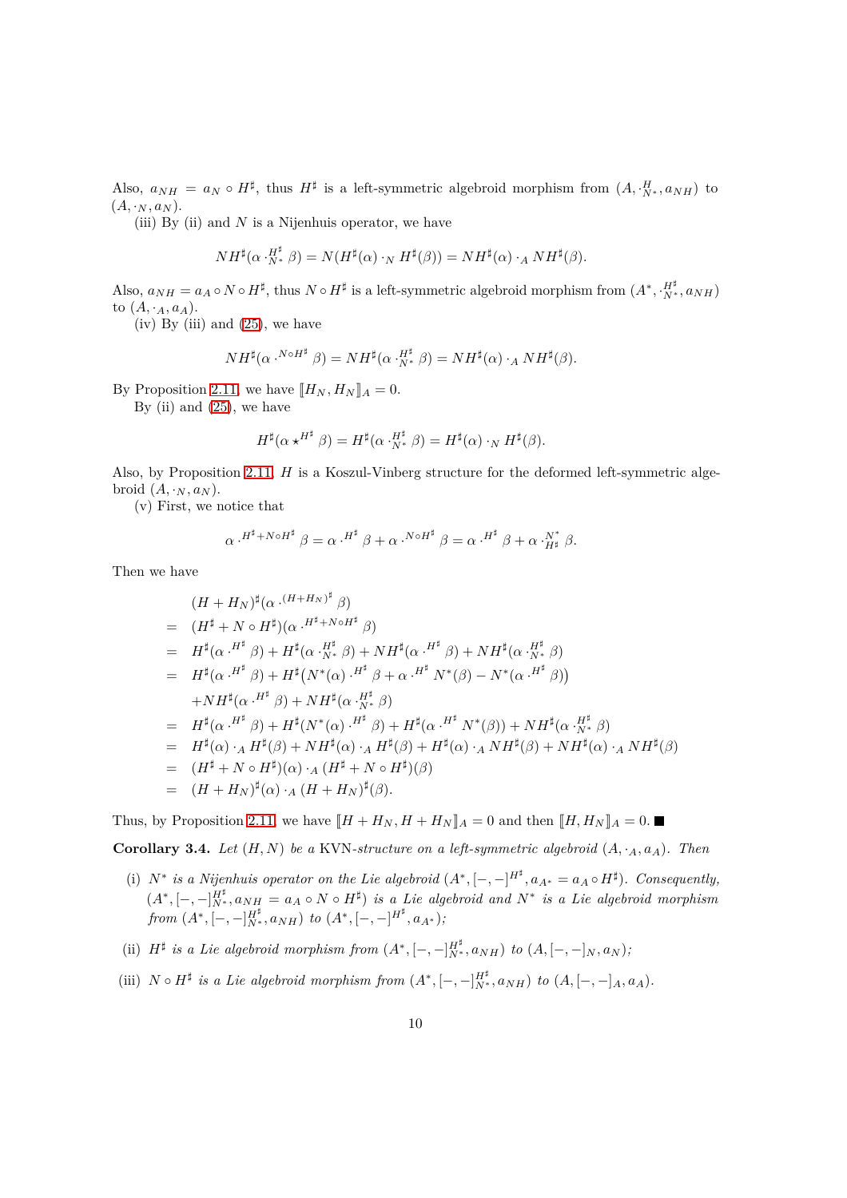Also, $a_{NH} = a_N \circ H^\sharp$, thus $H^\sharp$ is a left-symmetric algebroid morphism from $(A, \cdot^{H}_{N^*}, a_{NH})$ to $(A, \cdot_N, a_N)$.

(iii) By (ii) and $N$ is a Nijenhuis operator, we have

$$NH^\sharp(\alpha \cdot^{H^\sharp}_{N^*} \beta) = N(H^\sharp(\alpha) \cdot_N H^\sharp(\beta)) = NH^\sharp(\alpha) \cdot_A NH^\sharp(\beta).$$

Also, $a_{NH} = a_A \circ N \circ H^\sharp$, thus $N \circ H^\sharp$ is a left-symmetric algebroid morphism from $(A^*, \cdot^{H^\sharp}_{N^*}, a_{NH})$ to $(A, \cdot_A, a_A)$.

(iv) By (iii) and (25), we have

$$NH^\sharp(\alpha \cdot^{N\circ H^\sharp} \beta) = NH^\sharp(\alpha \cdot^{H^\sharp}_{N^*} \beta) = NH^\sharp(\alpha) \cdot_A NH^\sharp(\beta).$$

By Proposition 2.11, we have $[\![H_N, H_N]\!]_A = 0$.

By (ii) and (25), we have

$$H^\sharp(\alpha \star^{H^\sharp} \beta) = H^\sharp(\alpha \cdot^{H^\sharp}_{N^*} \beta) = H^\sharp(\alpha) \cdot_N H^\sharp(\beta).$$

Also, by Proposition 2.11, $H$ is a Koszul-Vinberg structure for the deformed left-symmetric algebroid $(A, \cdot_N, a_N)$.

(v) First, we notice that

$$\alpha \cdot^{H^\sharp + N\circ H^\sharp} \beta = \alpha \cdot^{H^\sharp} \beta + \alpha \cdot^{N\circ H^\sharp} \beta = \alpha \cdot^{H^\sharp} \beta + \alpha \cdot^{N^*}_{H^\sharp} \beta.$$

Then we have

$$\begin{aligned}
&(H + H_N)^\sharp(\alpha \cdot^{(H+H_N)^\sharp} \beta) \\
=\ & (H^\sharp + N \circ H^\sharp)(\alpha \cdot^{H^\sharp + N\circ H^\sharp} \beta) \\
=\ & H^\sharp(\alpha \cdot^{H^\sharp} \beta) + H^\sharp(\alpha \cdot^{H^\sharp}_{N^*} \beta) + NH^\sharp(\alpha \cdot^{H^\sharp} \beta) + NH^\sharp(\alpha \cdot^{H^\sharp}_{N^*} \beta) \\
=\ & H^\sharp(\alpha \cdot^{H^\sharp} \beta) + H^\sharp\big(N^*(\alpha) \cdot^{H^\sharp} \beta + \alpha \cdot^{H^\sharp} N^*(\beta) - N^*(\alpha \cdot^{H^\sharp} \beta)\big) \\
& + NH^\sharp(\alpha \cdot^{H^\sharp} \beta) + NH^\sharp(\alpha \cdot^{H^\sharp}_{N^*} \beta) \\
=\ & H^\sharp(\alpha \cdot^{H^\sharp} \beta) + H^\sharp(N^*(\alpha) \cdot^{H^\sharp} \beta) + H^\sharp(\alpha \cdot^{H^\sharp} N^*(\beta)) + NH^\sharp(\alpha \cdot^{H^\sharp}_{N^*} \beta) \\
=\ & H^\sharp(\alpha) \cdot_A H^\sharp(\beta) + NH^\sharp(\alpha) \cdot_A H^\sharp(\beta) + H^\sharp(\alpha) \cdot_A NH^\sharp(\beta) + NH^\sharp(\alpha) \cdot_A NH^\sharp(\beta) \\
=\ & (H^\sharp + N \circ H^\sharp)(\alpha) \cdot_A (H^\sharp + N \circ H^\sharp)(\beta) \\
=\ & (H + H_N)^\sharp(\alpha) \cdot_A (H + H_N)^\sharp(\beta).
\end{aligned}$$

Thus, by Proposition 2.11, we have $[\![H + H_N, H + H_N]\!]_A = 0$ and then $[\![H, H_N]\!]_A = 0$. ■

**Corollary 3.4.** *Let $(H, N)$ be a* KVN*-structure on a left-symmetric algebroid $(A, \cdot_A, a_A)$. Then*

- (i) *$N^*$ is a Nijenhuis operator on the Lie algebroid $(A^*, [-,-]^{H^\sharp}, a_{A^*} = a_A \circ H^\sharp)$. Consequently, $(A^*, [-,-]^{H^\sharp}_{N^*}, a_{NH} = a_A \circ N \circ H^\sharp)$ is a Lie algebroid and $N^*$ is a Lie algebroid morphism from $(A^*, [-,-]^{H^\sharp}_{N^*}, a_{NH})$ to $(A^*, [-,-]^{H^\sharp}, a_{A^*})$;*
- (ii) *$H^\sharp$ is a Lie algebroid morphism from $(A^*, [-,-]^{H^\sharp}_{N^*}, a_{NH})$ to $(A, [-,-]_N, a_N)$;*
- (iii) *$N \circ H^\sharp$ is a Lie algebroid morphism from $(A^*, [-,-]^{H^\sharp}_{N^*}, a_{NH})$ to $(A, [-,-]_A, a_A)$.*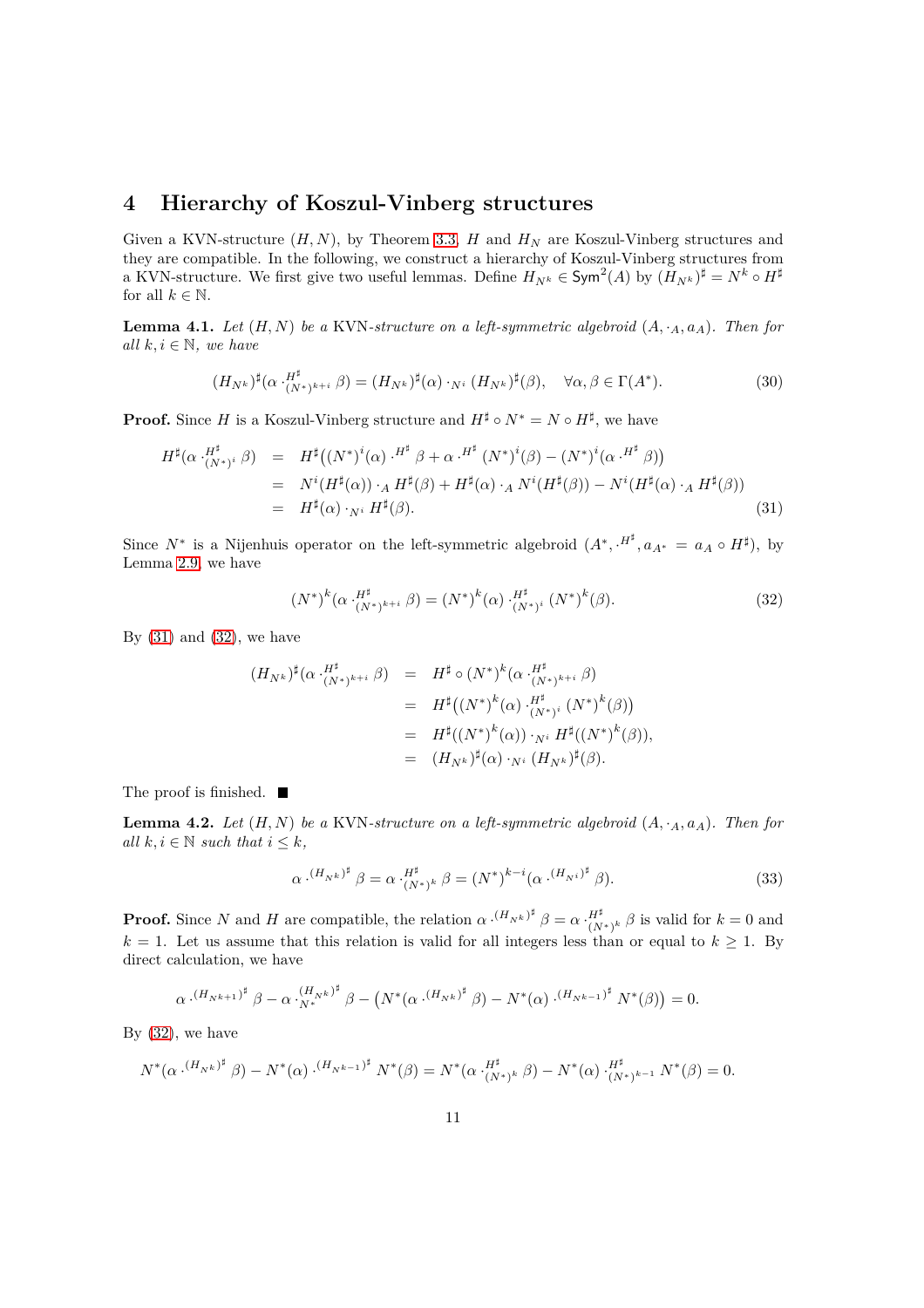# 4 Hierarchy of Koszul-Vinberg structures

Given a KVN-structure $(H, N)$, by Theorem 3.3, $H$ and $H_N$ are Koszul-Vinberg structures and they are compatible. In the following, we construct a hierarchy of Koszul-Vinberg structures from a KVN-structure. We first give two useful lemmas. Define $H_{N^k} \in \mathsf{Sym}^2(A)$ by $(H_{N^k})^\sharp = N^k \circ H^\sharp$ for all $k \in \mathbb{N}$.

**Lemma 4.1.** *Let $(H, N)$ be a* KVN*-structure on a left-symmetric algebroid $(A, \cdot_A, a_A)$. Then for all $k, i \in \mathbb{N}$, we have*

$$(H_{N^k})^\sharp(\alpha \cdot^{H^\sharp}_{(N^*)^{k+i}} \beta) = (H_{N^k})^\sharp(\alpha) \cdot_{N^i} (H_{N^k})^\sharp(\beta), \quad \forall \alpha, \beta \in \Gamma(A^*). \tag{30}$$

**Proof.** Since $H$ is a Koszul-Vinberg structure and $H^\sharp \circ N^* = N \circ H^\sharp$, we have

$$\begin{aligned}
H^\sharp(\alpha \cdot^{H^\sharp}_{(N^*)^i} \beta) &= H^\sharp\big((N^*)^i(\alpha) \cdot^{H^\sharp} \beta + \alpha \cdot^{H^\sharp} (N^*)^i(\beta) - (N^*)^i(\alpha \cdot^{H^\sharp} \beta)\big) \\
&= N^i(H^\sharp(\alpha)) \cdot_A H^\sharp(\beta) + H^\sharp(\alpha) \cdot_A N^i(H^\sharp(\beta)) - N^i(H^\sharp(\alpha) \cdot_A H^\sharp(\beta)) \\
&= H^\sharp(\alpha) \cdot_{N^i} H^\sharp(\beta).
\end{aligned} \tag{31}$$

Since $N^*$ is a Nijenhuis operator on the left-symmetric algebroid $(A^*, \cdot^{H^\sharp}, a_{A^*} = a_A \circ H^\sharp)$, by Lemma 2.9, we have

$$(N^*)^k(\alpha \cdot^{H^\sharp}_{(N^*)^{k+i}} \beta) = (N^*)^k(\alpha) \cdot^{H^\sharp}_{(N^*)^i} (N^*)^k(\beta). \tag{32}$$

By (31) and (32), we have

$$\begin{aligned}
(H_{N^k})^\sharp(\alpha \cdot^{H^\sharp}_{(N^*)^{k+i}} \beta) &= H^\sharp \circ (N^*)^k(\alpha \cdot^{H^\sharp}_{(N^*)^{k+i}} \beta) \\
&= H^\sharp\big((N^*)^k(\alpha) \cdot^{H^\sharp}_{(N^*)^i} (N^*)^k(\beta)\big) \\
&= H^\sharp((N^*)^k(\alpha)) \cdot_{N^i} H^\sharp((N^*)^k(\beta)), \\
&= (H_{N^k})^\sharp(\alpha) \cdot_{N^i} (H_{N^k})^\sharp(\beta).
\end{aligned}$$

The proof is finished. ■

**Lemma 4.2.** *Let $(H, N)$ be a* KVN*-structure on a left-symmetric algebroid $(A, \cdot_A, a_A)$. Then for all $k, i \in \mathbb{N}$ such that $i \leq k$,*

$$\alpha \cdot^{(H_{N^k})^\sharp} \beta = \alpha \cdot^{H^\sharp}_{(N^*)^k} \beta = (N^*)^{k-i}(\alpha \cdot^{(H_{N^i})^\sharp} \beta). \tag{33}$$

**Proof.** Since $N$ and $H$ are compatible, the relation $\alpha \cdot^{(H_{N^k})^\sharp} \beta = \alpha \cdot^{H^\sharp}_{(N^*)^k} \beta$ is valid for $k = 0$ and $k = 1$. Let us assume that this relation is valid for all integers less than or equal to $k \geq 1$. By direct calculation, we have

$$\alpha \cdot^{(H_{N^{k+1}})^\sharp} \beta - \alpha \cdot^{(H_{N^k})^\sharp}_{N^*} \beta - \big(N^*(\alpha \cdot^{(H_{N^k})^\sharp} \beta) - N^*(\alpha) \cdot^{(H_{N^{k-1}})^\sharp} N^*(\beta)\big) = 0.$$

By (32), we have

$$N^*(\alpha \cdot^{(H_{N^k})^\sharp} \beta) - N^*(\alpha) \cdot^{(H_{N^{k-1}})^\sharp} N^*(\beta) = N^*(\alpha \cdot^{H^\sharp}_{(N^*)^k} \beta) - N^*(\alpha) \cdot^{H^\sharp}_{(N^*)^{k-1}} N^*(\beta) = 0.$$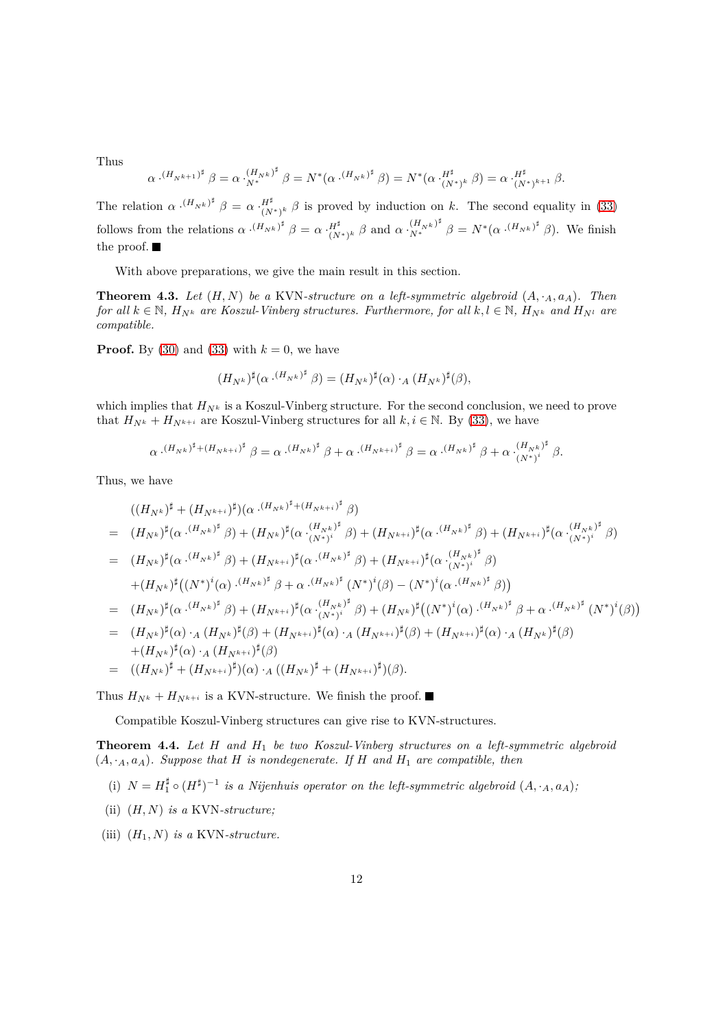Thus

$$\alpha \cdot^{(H_{N^{k+1}})^\sharp} \beta = \alpha \cdot^{(H_{N^k})^\sharp}_{N^*} \beta = N^*(\alpha \cdot^{(H_{N^k})^\sharp} \beta) = N^*(\alpha \cdot^{H^\sharp}_{(N^*)^k} \beta) = \alpha \cdot^{H^\sharp}_{(N^*)^{k+1}} \beta.$$

The relation $\alpha \cdot^{(H_{N^k})^\sharp} \beta = \alpha \cdot^{H^\sharp}_{(N^*)^k} \beta$ is proved by induction on $k$. The second equality in (33) follows from the relations $\alpha \cdot^{(H_{N^k})^\sharp} \beta = \alpha \cdot^{H^\sharp}_{(N^*)^k} \beta$ and $\alpha \cdot^{(H_{N^k})^\sharp}_{N^*} \beta = N^*(\alpha \cdot^{(H_{N^k})^\sharp} \beta)$. We finish the proof. ■

With above preparations, we give the main result in this section.

**Theorem 4.3.** *Let $(H, N)$ be a* KVN*-structure on a left-symmetric algebroid $(A, \cdot_A, a_A)$. Then for all $k \in \mathbb{N}$, $H_{N^k}$ are Koszul-Vinberg structures. Furthermore, for all $k, l \in \mathbb{N}$, $H_{N^k}$ and $H_{N^l}$ are compatible.*

**Proof.** By (30) and (33) with $k = 0$, we have

$$(H_{N^k})^\sharp(\alpha \cdot^{(H_{N^k})^\sharp} \beta) = (H_{N^k})^\sharp(\alpha) \cdot_A (H_{N^k})^\sharp(\beta),$$

which implies that $H_{N^k}$ is a Koszul-Vinberg structure. For the second conclusion, we need to prove that $H_{N^k} + H_{N^{k+i}}$ are Koszul-Vinberg structures for all $k, i \in \mathbb{N}$. By (33), we have

$$\alpha \cdot^{(H_{N^k})^\sharp + (H_{N^{k+i}})^\sharp} \beta = \alpha \cdot^{(H_{N^k})^\sharp} \beta + \alpha \cdot^{(H_{N^{k+i}})^\sharp} \beta = \alpha \cdot^{(H_{N^k})^\sharp} \beta + \alpha \cdot^{(H_{N^k})^\sharp}_{(N^*)^i} \beta.$$

Thus, we have

$$\begin{aligned}
& ((H_{N^k})^\sharp + (H_{N^{k+i}})^\sharp)(\alpha \cdot^{(H_{N^k})^\sharp + (H_{N^{k+i}})^\sharp} \beta) \\
= \;& (H_{N^k})^\sharp(\alpha \cdot^{(H_{N^k})^\sharp} \beta) + (H_{N^k})^\sharp(\alpha \cdot^{(H_{N^k})^\sharp}_{(N^*)^i} \beta) + (H_{N^{k+i}})^\sharp(\alpha \cdot^{(H_{N^k})^\sharp} \beta) + (H_{N^{k+i}})^\sharp(\alpha \cdot^{(H_{N^k})^\sharp}_{(N^*)^i} \beta) \\
= \;& (H_{N^k})^\sharp(\alpha \cdot^{(H_{N^k})^\sharp} \beta) + (H_{N^{k+i}})^\sharp(\alpha \cdot^{(H_{N^k})^\sharp} \beta) + (H_{N^{k+i}})^\sharp(\alpha \cdot^{(H_{N^k})^\sharp}_{(N^*)^i} \beta) \\
& + (H_{N^k})^\sharp\big((N^*)^i(\alpha) \cdot^{(H_{N^k})^\sharp} \beta + \alpha \cdot^{(H_{N^k})^\sharp} (N^*)^i(\beta) - (N^*)^i(\alpha \cdot^{(H_{N^k})^\sharp} \beta)\big) \\
= \;& (H_{N^k})^\sharp(\alpha \cdot^{(H_{N^k})^\sharp} \beta) + (H_{N^{k+i}})^\sharp(\alpha \cdot^{(H_{N^k})^\sharp}_{(N^*)^i} \beta) + (H_{N^k})^\sharp\big((N^*)^i(\alpha) \cdot^{(H_{N^k})^\sharp} \beta + \alpha \cdot^{(H_{N^k})^\sharp} (N^*)^i(\beta)\big) \\
= \;& (H_{N^k})^\sharp(\alpha) \cdot_A (H_{N^k})^\sharp(\beta) + (H_{N^{k+i}})^\sharp(\alpha) \cdot_A (H_{N^{k+i}})^\sharp(\beta) + (H_{N^{k+i}})^\sharp(\alpha) \cdot_A (H_{N^k})^\sharp(\beta) \\
& + (H_{N^k})^\sharp(\alpha) \cdot_A (H_{N^{k+i}})^\sharp(\beta) \\
= \;& ((H_{N^k})^\sharp + (H_{N^{k+i}})^\sharp)(\alpha) \cdot_A ((H_{N^k})^\sharp + (H_{N^{k+i}})^\sharp)(\beta).
\end{aligned}$$

Thus $H_{N^k} + H_{N^{k+i}}$ is a KVN-structure. We finish the proof. ■

Compatible Koszul-Vinberg structures can give rise to KVN-structures.

**Theorem 4.4.** *Let $H$ and $H_1$ be two Koszul-Vinberg structures on a left-symmetric algebroid $(A, \cdot_A, a_A)$. Suppose that $H$ is nondegenerate. If $H$ and $H_1$ are compatible, then*

- (i) *$N = H_1^\sharp \circ (H^\sharp)^{-1}$ is a Nijenhuis operator on the left-symmetric algebroid $(A, \cdot_A, a_A)$;*
- (ii) *$(H, N)$ is a* KVN*-structure;*
- (iii) *$(H_1, N)$ is a* KVN*-structure.*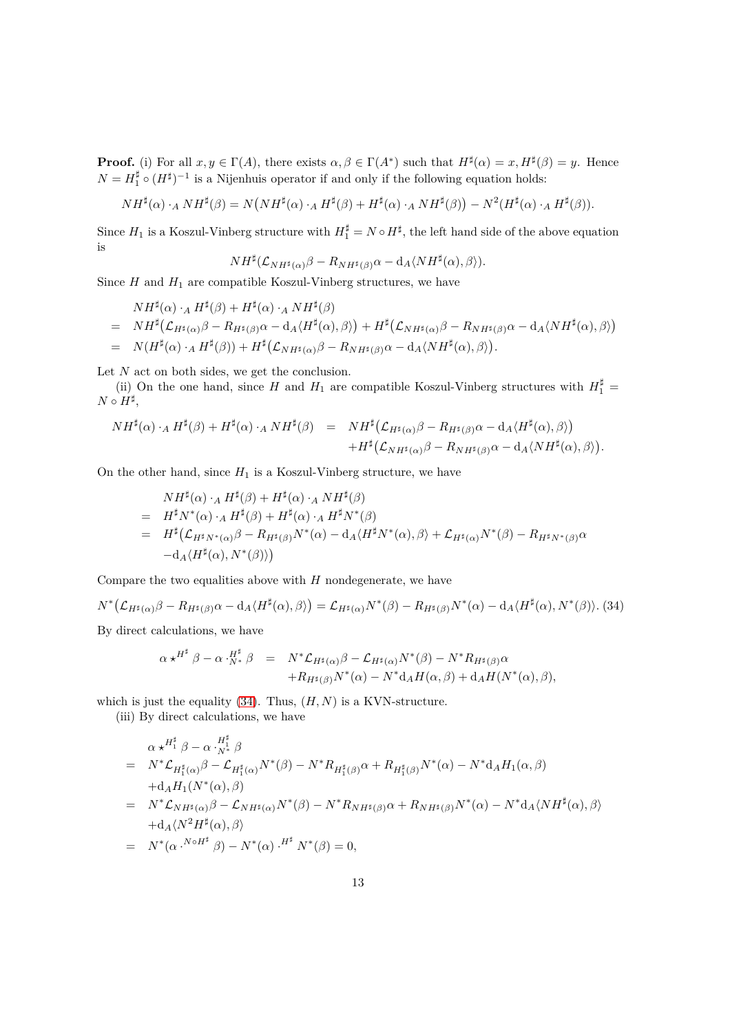**Proof.** (i) For all $x, y \in \Gamma(A)$, there exists $\alpha, \beta \in \Gamma(A^*)$ such that $H^\sharp(\alpha) = x, H^\sharp(\beta) = y$. Hence $N = H_1^\sharp \circ (H^\sharp)^{-1}$ is a Nijenhuis operator if and only if the following equation holds:

$$NH^\sharp(\alpha) \cdot_A NH^\sharp(\beta) = N\big(NH^\sharp(\alpha) \cdot_A H^\sharp(\beta) + H^\sharp(\alpha) \cdot_A NH^\sharp(\beta)\big) - N^2(H^\sharp(\alpha) \cdot_A H^\sharp(\beta)).$$

Since $H_1$ is a Koszul-Vinberg structure with $H_1^\sharp = N \circ H^\sharp$, the left hand side of the above equation is

$$NH^\sharp(\mathcal{L}_{NH^\sharp(\alpha)}\beta - R_{NH^\sharp(\beta)}\alpha - \mathrm{d}_A\langle NH^\sharp(\alpha), \beta\rangle).$$

Since $H$ and $H_1$ are compatible Koszul-Vinberg structures, we have

$$\begin{aligned}
& NH^\sharp(\alpha) \cdot_A H^\sharp(\beta) + H^\sharp(\alpha) \cdot_A NH^\sharp(\beta) \\
= \; & NH^\sharp\big(\mathcal{L}_{H^\sharp(\alpha)}\beta - R_{H^\sharp(\beta)}\alpha - \mathrm{d}_A\langle H^\sharp(\alpha), \beta\rangle\big) + H^\sharp\big(\mathcal{L}_{NH^\sharp(\alpha)}\beta - R_{NH^\sharp(\beta)}\alpha - \mathrm{d}_A\langle NH^\sharp(\alpha), \beta\rangle\big) \\
= \; & N(H^\sharp(\alpha) \cdot_A H^\sharp(\beta)) + H^\sharp\big(\mathcal{L}_{NH^\sharp(\alpha)}\beta - R_{NH^\sharp(\beta)}\alpha - \mathrm{d}_A\langle NH^\sharp(\alpha), \beta\rangle\big).
\end{aligned}$$

Let $N$ act on both sides, we get the conclusion.

(ii) On the one hand, since $H$ and $H_1$ are compatible Koszul-Vinberg structures with $H_1^\sharp = N \circ H^\sharp$,

$$\begin{aligned}
NH^\sharp(\alpha) \cdot_A H^\sharp(\beta) + H^\sharp(\alpha) \cdot_A NH^\sharp(\beta) \;=\; & NH^\sharp\big(\mathcal{L}_{H^\sharp(\alpha)}\beta - R_{H^\sharp(\beta)}\alpha - \mathrm{d}_A\langle H^\sharp(\alpha), \beta\rangle\big) \\
& + H^\sharp\big(\mathcal{L}_{NH^\sharp(\alpha)}\beta - R_{NH^\sharp(\beta)}\alpha - \mathrm{d}_A\langle NH^\sharp(\alpha), \beta\rangle\big).
\end{aligned}$$

On the other hand, since $H_1$ is a Koszul-Vinberg structure, we have

$$\begin{aligned}
& NH^\sharp(\alpha) \cdot_A H^\sharp(\beta) + H^\sharp(\alpha) \cdot_A NH^\sharp(\beta) \\
= \; & H^\sharp N^*(\alpha) \cdot_A H^\sharp(\beta) + H^\sharp(\alpha) \cdot_A H^\sharp N^*(\beta) \\
= \; & H^\sharp\big(\mathcal{L}_{H^\sharp N^*(\alpha)}\beta - R_{H^\sharp(\beta)}N^*(\alpha) - \mathrm{d}_A\langle H^\sharp N^*(\alpha), \beta\rangle + \mathcal{L}_{H^\sharp(\alpha)}N^*(\beta) - R_{H^\sharp N^*(\beta)}\alpha \\
& - \mathrm{d}_A\langle H^\sharp(\alpha), N^*(\beta)\rangle\big)
\end{aligned}$$

Compare the two equalities above with $H$ nondegenerate, we have

$$N^*\big(\mathcal{L}_{H^\sharp(\alpha)}\beta - R_{H^\sharp(\beta)}\alpha - \mathrm{d}_A\langle H^\sharp(\alpha), \beta\rangle\big) = \mathcal{L}_{H^\sharp(\alpha)}N^*(\beta) - R_{H^\sharp(\beta)}N^*(\alpha) - \mathrm{d}_A\langle H^\sharp(\alpha), N^*(\beta)\rangle. \quad (34)$$

By direct calculations, we have

$$\begin{aligned}
\alpha \star^{H^\sharp} \beta - \alpha \cdot_{N^*}^{H^\sharp} \beta \;=\; & N^*\mathcal{L}_{H^\sharp(\alpha)}\beta - \mathcal{L}_{H^\sharp(\alpha)}N^*(\beta) - N^*R_{H^\sharp(\beta)}\alpha \\
& + R_{H^\sharp(\beta)}N^*(\alpha) - N^*\mathrm{d}_A H(\alpha, \beta) + \mathrm{d}_A H(N^*(\alpha), \beta),
\end{aligned}$$

which is just the equality (34). Thus, $(H, N)$ is a KVN-structure.

(iii) By direct calculations, we have

$$\begin{aligned}
& \alpha \star^{H_1^\sharp} \beta - \alpha \cdot_{N^*}^{H_1^\sharp} \beta \\
= \; & N^*\mathcal{L}_{H_1^\sharp(\alpha)}\beta - \mathcal{L}_{H_1^\sharp(\alpha)}N^*(\beta) - N^*R_{H_1^\sharp(\beta)}\alpha + R_{H_1^\sharp(\beta)}N^*(\alpha) - N^*\mathrm{d}_A H_1(\alpha, \beta) \\
& + \mathrm{d}_A H_1(N^*(\alpha), \beta) \\
= \; & N^*\mathcal{L}_{NH^\sharp(\alpha)}\beta - \mathcal{L}_{NH^\sharp(\alpha)}N^*(\beta) - N^*R_{NH^\sharp(\beta)}\alpha + R_{NH^\sharp(\beta)}N^*(\alpha) - N^*\mathrm{d}_A\langle NH^\sharp(\alpha), \beta\rangle \\
& + \mathrm{d}_A\langle N^2H^\sharp(\alpha), \beta\rangle \\
= \; & N^*(\alpha \cdot^{N \circ H^\sharp} \beta) - N^*(\alpha) \cdot^{H^\sharp} N^*(\beta) = 0,
\end{aligned}$$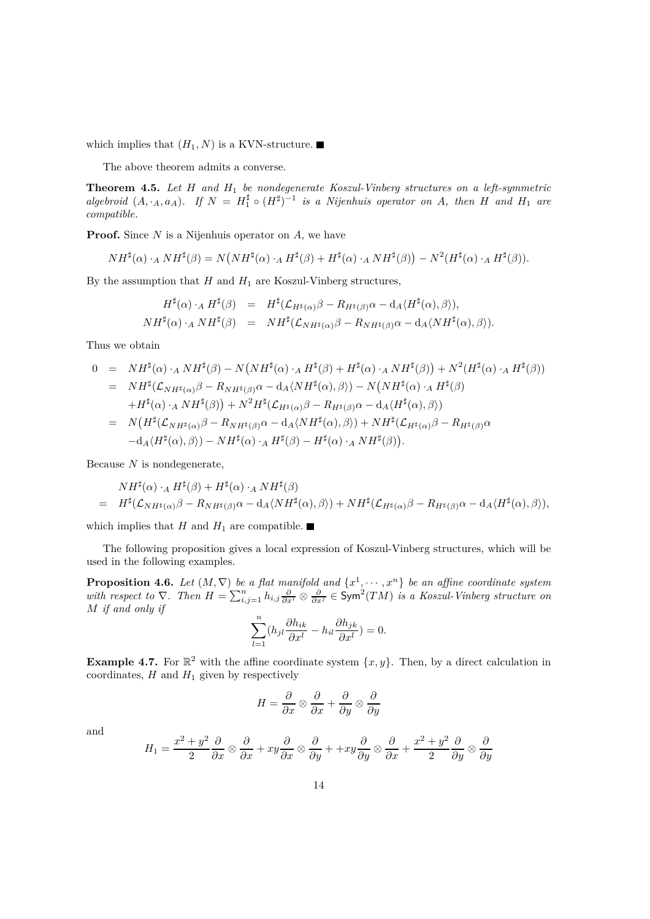which implies that $(H_1, N)$ is a KVN-structure. ■

The above theorem admits a converse.

**Theorem 4.5.** *Let $H$ and $H_1$ be nondegenerate Koszul-Vinberg structures on a left-symmetric algebroid $(A, \cdot_A, a_A)$. If $N = H_1^\sharp \circ (H^\sharp)^{-1}$ is a Nijenhuis operator on $A$, then $H$ and $H_1$ are compatible.*

**Proof.** Since $N$ is a Nijenhuis operator on $A$, we have

$$NH^\sharp(\alpha) \cdot_A NH^\sharp(\beta) = N\big(NH^\sharp(\alpha) \cdot_A H^\sharp(\beta) + H^\sharp(\alpha) \cdot_A NH^\sharp(\beta)\big) - N^2(H^\sharp(\alpha) \cdot_A H^\sharp(\beta)).$$

By the assumption that $H$ and $H_1$ are Koszul-Vinberg structures,

$$\begin{aligned}
H^\sharp(\alpha) \cdot_A H^\sharp(\beta) &= H^\sharp(\mathcal{L}_{H^\sharp(\alpha)}\beta - R_{H^\sharp(\beta)}\alpha - \mathrm{d}_A\langle H^\sharp(\alpha), \beta\rangle), \\
NH^\sharp(\alpha) \cdot_A NH^\sharp(\beta) &= NH^\sharp(\mathcal{L}_{NH^\sharp(\alpha)}\beta - R_{NH^\sharp(\beta)}\alpha - \mathrm{d}_A\langle NH^\sharp(\alpha), \beta\rangle).
\end{aligned}$$

Thus we obtain

$$\begin{aligned}
0 &= NH^\sharp(\alpha) \cdot_A NH^\sharp(\beta) - N\big(NH^\sharp(\alpha) \cdot_A H^\sharp(\beta) + H^\sharp(\alpha) \cdot_A NH^\sharp(\beta)\big) + N^2(H^\sharp(\alpha) \cdot_A H^\sharp(\beta)) \\
&= NH^\sharp(\mathcal{L}_{NH^\sharp(\alpha)}\beta - R_{NH^\sharp(\beta)}\alpha - \mathrm{d}_A\langle NH^\sharp(\alpha), \beta\rangle) - N\big(NH^\sharp(\alpha) \cdot_A H^\sharp(\beta) \\
&\quad + H^\sharp(\alpha) \cdot_A NH^\sharp(\beta)\big) + N^2 H^\sharp(\mathcal{L}_{H^\sharp(\alpha)}\beta - R_{H^\sharp(\beta)}\alpha - \mathrm{d}_A\langle H^\sharp(\alpha), \beta\rangle) \\
&= N\big(H^\sharp(\mathcal{L}_{NH^\sharp(\alpha)}\beta - R_{NH^\sharp(\beta)}\alpha - \mathrm{d}_A\langle NH^\sharp(\alpha), \beta\rangle) + NH^\sharp(\mathcal{L}_{H^\sharp(\alpha)}\beta - R_{H^\sharp(\beta)}\alpha \\
&\quad - \mathrm{d}_A\langle H^\sharp(\alpha), \beta\rangle) - NH^\sharp(\alpha) \cdot_A H^\sharp(\beta) - H^\sharp(\alpha) \cdot_A NH^\sharp(\beta)\big).
\end{aligned}$$

Because $N$ is nondegenerate,

$$\begin{aligned}
& NH^\sharp(\alpha) \cdot_A H^\sharp(\beta) + H^\sharp(\alpha) \cdot_A NH^\sharp(\beta) \\
= \;& H^\sharp(\mathcal{L}_{NH^\sharp(\alpha)}\beta - R_{NH^\sharp(\beta)}\alpha - \mathrm{d}_A\langle NH^\sharp(\alpha), \beta\rangle) + NH^\sharp(\mathcal{L}_{H^\sharp(\alpha)}\beta - R_{H^\sharp(\beta)}\alpha - \mathrm{d}_A\langle H^\sharp(\alpha), \beta\rangle),
\end{aligned}$$

which implies that $H$ and $H_1$ are compatible. ■

The following proposition gives a local expression of Koszul-Vinberg structures, which will be used in the following examples.

**Proposition 4.6.** *Let $(M, \nabla)$ be a flat manifold and $\{x^1, \cdots, x^n\}$ be an affine coordinate system with respect to $\nabla$. Then $H = \sum_{i,j=1}^n h_{i,j}\frac{\partial}{\partial x^i} \otimes \frac{\partial}{\partial x^j} \in \mathsf{Sym}^2(TM)$ is a Koszul-Vinberg structure on $M$ if and only if*

$$\sum_{l=1}^n (h_{jl}\frac{\partial h_{ik}}{\partial x^l} - h_{il}\frac{\partial h_{jk}}{\partial x^l}) = 0.$$

**Example 4.7.** For $\mathbb{R}^2$ with the affine coordinate system $\{x, y\}$. Then, by a direct calculation in coordinates, $H$ and $H_1$ given by respectively

$$H = \frac{\partial}{\partial x} \otimes \frac{\partial}{\partial x} + \frac{\partial}{\partial y} \otimes \frac{\partial}{\partial y}$$

and

$$H_1 = \frac{x^2 + y^2}{2}\frac{\partial}{\partial x} \otimes \frac{\partial}{\partial x} + xy\frac{\partial}{\partial x} \otimes \frac{\partial}{\partial y} + +xy\frac{\partial}{\partial y} \otimes \frac{\partial}{\partial x} + \frac{x^2 + y^2}{2}\frac{\partial}{\partial y} \otimes \frac{\partial}{\partial y}$$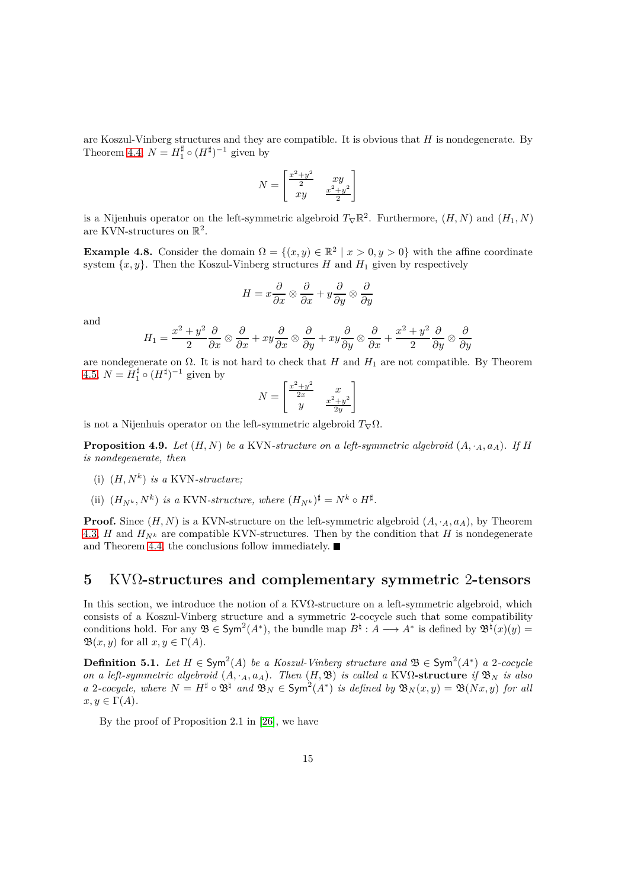are Koszul-Vinberg structures and they are compatible. It is obvious that $H$ is nondegenerate. By Theorem 4.4, $N = H_1^\sharp \circ (H^\sharp)^{-1}$ given by

$$N = \begin{bmatrix} \frac{x^2+y^2}{2} & xy \\ xy & \frac{x^2+y^2}{2} \end{bmatrix}$$

is a Nijenhuis operator on the left-symmetric algebroid $T_\nabla \mathbb{R}^2$. Furthermore, $(H, N)$ and $(H_1, N)$ are KVN-structures on $\mathbb{R}^2$.

**Example 4.8.** Consider the domain $\Omega = \{(x, y) \in \mathbb{R}^2 \mid x > 0, y > 0\}$ with the affine coordinate system $\{x, y\}$. Then the Koszul-Vinberg structures $H$ and $H_1$ given by respectively

$$H = x\frac{\partial}{\partial x} \otimes \frac{\partial}{\partial x} + y\frac{\partial}{\partial y} \otimes \frac{\partial}{\partial y}$$

and

$$H_1 = \frac{x^2+y^2}{2}\frac{\partial}{\partial x} \otimes \frac{\partial}{\partial x} + xy\frac{\partial}{\partial x} \otimes \frac{\partial}{\partial y} + xy\frac{\partial}{\partial y} \otimes \frac{\partial}{\partial x} + \frac{x^2+y^2}{2}\frac{\partial}{\partial y} \otimes \frac{\partial}{\partial y}$$

are nondegenerate on $\Omega$. It is not hard to check that $H$ and $H_1$ are not compatible. By Theorem 4.5, $N = H_1^\sharp \circ (H^\sharp)^{-1}$ given by

$$N = \begin{bmatrix} \frac{x^2+y^2}{2x} & x \\ y & \frac{x^2+y^2}{2y} \end{bmatrix}$$

is not a Nijenhuis operator on the left-symmetric algebroid $T_\nabla \Omega$.

**Proposition 4.9.** *Let $(H, N)$ be a KVN-structure on a left-symmetric algebroid $(A, \cdot_A, a_A)$. If $H$ is nondegenerate, then*

(i) *$(H, N^k)$ is a KVN-structure;*

(ii) *$(H_{N^k}, N^k)$ is a KVN-structure, where $(H_{N^k})^\sharp = N^k \circ H^\sharp$.*

**Proof.** Since $(H, N)$ is a KVN-structure on the left-symmetric algebroid $(A, \cdot_A, a_A)$, by Theorem 4.3, $H$ and $H_{N^k}$ are compatible KVN-structures. Then by the condition that $H$ is nondegenerate and Theorem 4.4, the conclusions follow immediately. ■

## 5 KVΩ-structures and complementary symmetric 2-tensors

In this section, we introduce the notion of a KVΩ-structure on a left-symmetric algebroid, which consists of a Koszul-Vinberg structure and a symmetric 2-cocycle such that some compatibility conditions hold. For any $\mathfrak{B} \in \mathsf{Sym}^2(A^*)$, the bundle map $B^\natural : A \longrightarrow A^*$ is defined by $\mathfrak{B}^\natural(x)(y) = \mathfrak{B}(x, y)$ for all $x, y \in \Gamma(A)$.

**Definition 5.1.** *Let $H \in \mathsf{Sym}^2(A)$ be a Koszul-Vinberg structure and $\mathfrak{B} \in \mathsf{Sym}^2(A^*)$ a 2-cocycle on a left-symmetric algebroid $(A, \cdot_A, a_A)$. Then $(H, \mathfrak{B})$ is called a* **KVΩ-structure** *if $\mathfrak{B}_N$ is also a 2-cocycle, where $N = H^\sharp \circ \mathfrak{B}^\natural$ and $\mathfrak{B}_N \in \mathsf{Sym}^2(A^*)$ is defined by $\mathfrak{B}_N(x, y) = \mathfrak{B}(Nx, y)$ for all $x, y \in \Gamma(A)$.*

By the proof of Proposition 2.1 in [26], we have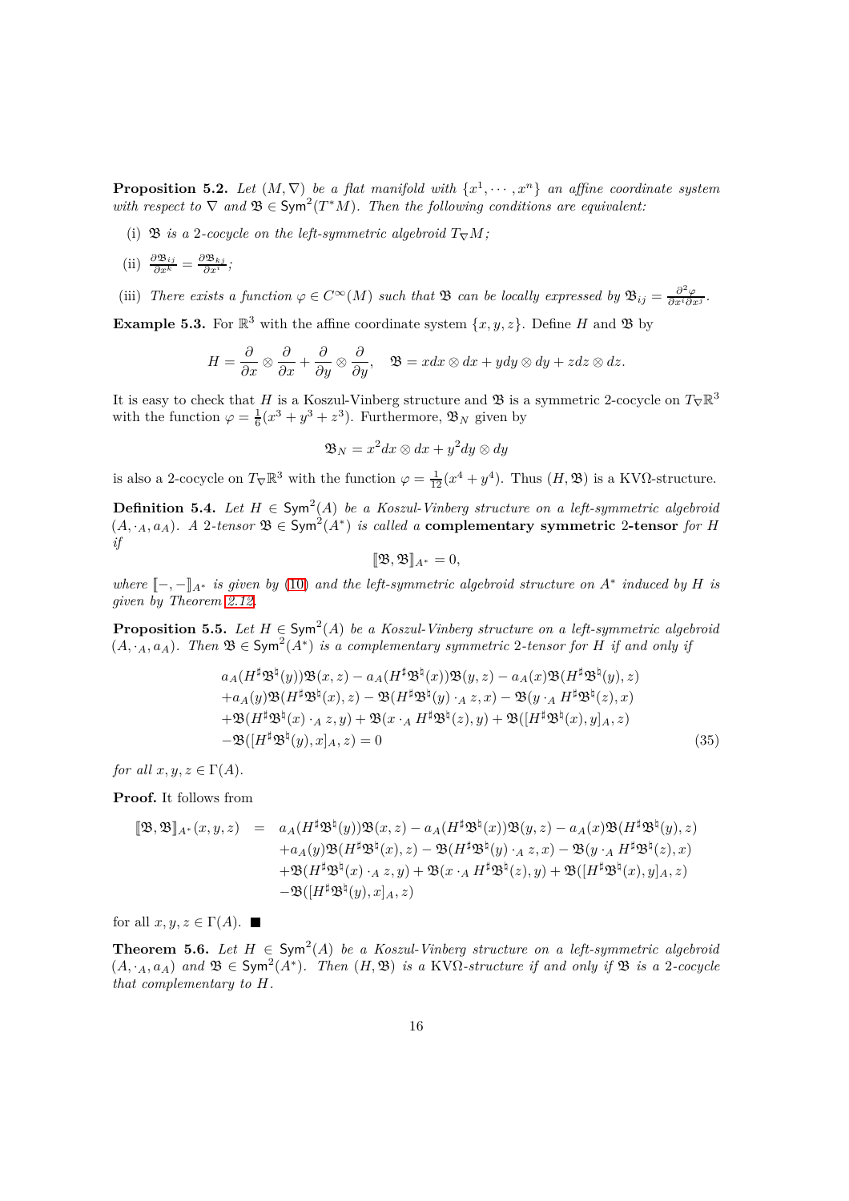**Proposition 5.2.** *Let $(M, \nabla)$ be a flat manifold with $\{x^1, \cdots, x^n\}$ an affine coordinate system with respect to $\nabla$ and $\mathfrak{B} \in \mathsf{Sym}^2(T^*M)$. Then the following conditions are equivalent:*

(i) *$\mathfrak{B}$ is a 2-cocycle on the left-symmetric algebroid $T_\nabla M$;*

(ii) $\frac{\partial \mathfrak{B}_{ij}}{\partial x^k} = \frac{\partial \mathfrak{B}_{kj}}{\partial x^i}$;

(iii) *There exists a function $\varphi \in C^\infty(M)$ such that $\mathfrak{B}$ can be locally expressed by $\mathfrak{B}_{ij} = \frac{\partial^2 \varphi}{\partial x^i \partial x^j}$.*

**Example 5.3.** For $\mathbb{R}^3$ with the affine coordinate system $\{x, y, z\}$. Define $H$ and $\mathfrak{B}$ by

$$H = \frac{\partial}{\partial x} \otimes \frac{\partial}{\partial x} + \frac{\partial}{\partial y} \otimes \frac{\partial}{\partial y}, \quad \mathfrak{B} = x dx \otimes dx + y dy \otimes dy + z dz \otimes dz.$$

It is easy to check that $H$ is a Koszul-Vinberg structure and $\mathfrak{B}$ is a symmetric 2-cocycle on $T_\nabla \mathbb{R}^3$ with the function $\varphi = \frac{1}{6}(x^3 + y^3 + z^3)$. Furthermore, $\mathfrak{B}_N$ given by

$$\mathfrak{B}_N = x^2 dx \otimes dx + y^2 dy \otimes dy$$

is also a 2-cocycle on $T_\nabla \mathbb{R}^3$ with the function $\varphi = \frac{1}{12}(x^4 + y^4)$. Thus $(H, \mathfrak{B})$ is a KVΩ-structure.

**Definition 5.4.** *Let $H \in \mathsf{Sym}^2(A)$ be a Koszul-Vinberg structure on a left-symmetric algebroid $(A, \cdot_A, a_A)$. A 2-tensor $\mathfrak{B} \in \mathsf{Sym}^2(A^*)$ is called a* **complementary symmetric 2-tensor** *for $H$ if*

$$[\![\mathfrak{B}, \mathfrak{B}]\!]_{A^*} = 0,$$

*where $[\![-,-]\!]_{A^*}$ is given by (10) and the left-symmetric algebroid structure on $A^*$ induced by $H$ is given by Theorem 2.12.*

**Proposition 5.5.** *Let $H \in \mathsf{Sym}^2(A)$ be a Koszul-Vinberg structure on a left-symmetric algebroid $(A, \cdot_A, a_A)$. Then $\mathfrak{B} \in \mathsf{Sym}^2(A^*)$ is a complementary symmetric 2-tensor for $H$ if and only if*

$$\begin{aligned}
& a_A(H^\sharp \mathfrak{B}^\natural(y))\mathfrak{B}(x,z) - a_A(H^\sharp \mathfrak{B}^\natural(x))\mathfrak{B}(y,z) - a_A(x)\mathfrak{B}(H^\sharp \mathfrak{B}^\natural(y), z) \\
&+ a_A(y)\mathfrak{B}(H^\sharp \mathfrak{B}^\natural(x), z) - \mathfrak{B}(H^\sharp \mathfrak{B}^\natural(y) \cdot_A z, x) - \mathfrak{B}(y \cdot_A H^\sharp \mathfrak{B}^\natural(z), x) \\
&+ \mathfrak{B}(H^\sharp \mathfrak{B}^\natural(x) \cdot_A z, y) + \mathfrak{B}(x \cdot_A H^\sharp \mathfrak{B}^\natural(z), y) + \mathfrak{B}([H^\sharp \mathfrak{B}^\natural(x), y]_A, z) \\
&- \mathfrak{B}([H^\sharp \mathfrak{B}^\natural(y), x]_A, z) = 0
\end{aligned} \tag{35}$$

*for all $x, y, z \in \Gamma(A)$.*

**Proof.** It follows from

$$\begin{aligned}
[\![\mathfrak{B}, \mathfrak{B}]\!]_{A^*}(x,y,z) \;=\;& a_A(H^\sharp \mathfrak{B}^\natural(y))\mathfrak{B}(x,z) - a_A(H^\sharp \mathfrak{B}^\natural(x))\mathfrak{B}(y,z) - a_A(x)\mathfrak{B}(H^\sharp \mathfrak{B}^\natural(y), z) \\
&+ a_A(y)\mathfrak{B}(H^\sharp \mathfrak{B}^\natural(x), z) - \mathfrak{B}(H^\sharp \mathfrak{B}^\natural(y) \cdot_A z, x) - \mathfrak{B}(y \cdot_A H^\sharp \mathfrak{B}^\natural(z), x) \\
&+ \mathfrak{B}(H^\sharp \mathfrak{B}^\natural(x) \cdot_A z, y) + \mathfrak{B}(x \cdot_A H^\sharp \mathfrak{B}^\natural(z), y) + \mathfrak{B}([H^\sharp \mathfrak{B}^\natural(x), y]_A, z) \\
&- \mathfrak{B}([H^\sharp \mathfrak{B}^\natural(y), x]_A, z)
\end{aligned}$$

for all $x, y, z \in \Gamma(A)$. ■

**Theorem 5.6.** *Let $H \in \mathsf{Sym}^2(A)$ be a Koszul-Vinberg structure on a left-symmetric algebroid $(A, \cdot_A, a_A)$ and $\mathfrak{B} \in \mathsf{Sym}^2(A^*)$. Then $(H, \mathfrak{B})$ is a KVΩ-structure if and only if $\mathfrak{B}$ is a 2-cocycle that complementary to $H$.*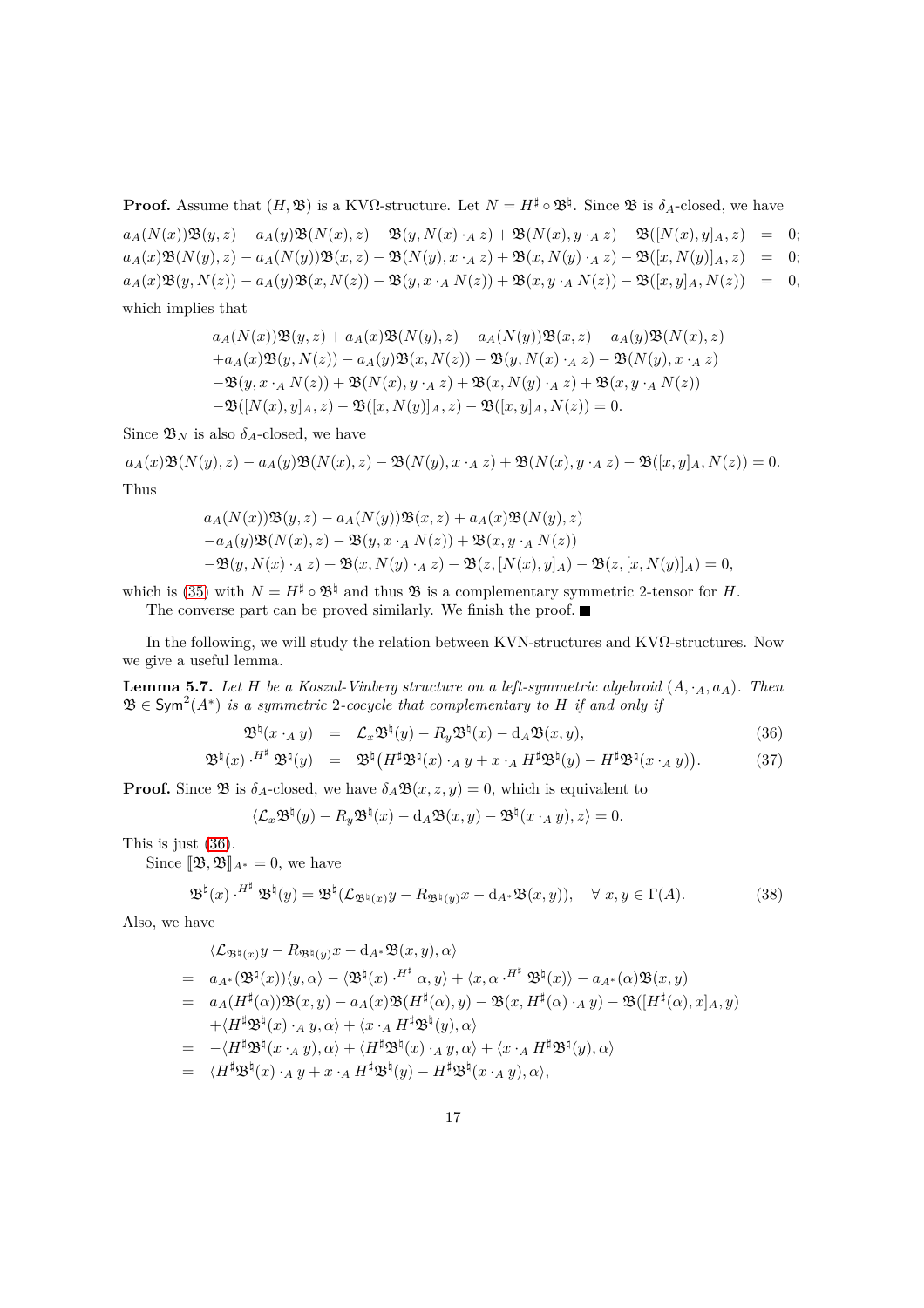**Proof.** Assume that $(H, \mathfrak{B})$ is a KV$\Omega$-structure. Let $N = H^\sharp \circ \mathfrak{B}^\natural$. Since $\mathfrak{B}$ is $\delta_A$-closed, we have

$$
\begin{aligned}
a_A(N(x))\mathfrak{B}(y,z) - a_A(y)\mathfrak{B}(N(x),z) - \mathfrak{B}(y, N(x)\cdot_A z) + \mathfrak{B}(N(x), y\cdot_A z) - \mathfrak{B}([N(x),y]_A, z) &= 0;\\
a_A(x)\mathfrak{B}(N(y),z) - a_A(N(y))\mathfrak{B}(x,z) - \mathfrak{B}(N(y), x\cdot_A z) + \mathfrak{B}(x, N(y)\cdot_A z) - \mathfrak{B}([x,N(y)]_A, z) &= 0;\\
a_A(x)\mathfrak{B}(y,N(z)) - a_A(y)\mathfrak{B}(x,N(z)) - \mathfrak{B}(y, x\cdot_A N(z)) + \mathfrak{B}(x, y\cdot_A N(z)) - \mathfrak{B}([x,y]_A, N(z)) &= 0,
\end{aligned}
$$

which implies that

$$
\begin{aligned}
& a_A(N(x))\mathfrak{B}(y,z) + a_A(x)\mathfrak{B}(N(y),z) - a_A(N(y))\mathfrak{B}(x,z) - a_A(y)\mathfrak{B}(N(x),z)\\
& + a_A(x)\mathfrak{B}(y,N(z)) - a_A(y)\mathfrak{B}(x,N(z)) - \mathfrak{B}(y, N(x)\cdot_A z) - \mathfrak{B}(N(y), x\cdot_A z)\\
& - \mathfrak{B}(y, x\cdot_A N(z)) + \mathfrak{B}(N(x), y\cdot_A z) + \mathfrak{B}(x, N(y)\cdot_A z) + \mathfrak{B}(x, y\cdot_A N(z))\\
& - \mathfrak{B}([N(x),y]_A, z) - \mathfrak{B}([x,N(y)]_A, z) - \mathfrak{B}([x,y]_A, N(z)) = 0.
\end{aligned}
$$

Since $\mathfrak{B}_N$ is also $\delta_A$-closed, we have

$$
a_A(x)\mathfrak{B}(N(y),z) - a_A(y)\mathfrak{B}(N(x),z) - \mathfrak{B}(N(y), x\cdot_A z) + \mathfrak{B}(N(x), y\cdot_A z) - \mathfrak{B}([x,y]_A, N(z)) = 0.
$$

Thus

$$
\begin{aligned}
& a_A(N(x))\mathfrak{B}(y,z) - a_A(N(y))\mathfrak{B}(x,z) + a_A(x)\mathfrak{B}(N(y),z)\\
& - a_A(y)\mathfrak{B}(N(x),z) - \mathfrak{B}(y, x\cdot_A N(z)) + \mathfrak{B}(x, y\cdot_A N(z))\\
& - \mathfrak{B}(y, N(x)\cdot_A z) + \mathfrak{B}(x, N(y)\cdot_A z) - \mathfrak{B}(z, [N(x),y]_A) - \mathfrak{B}(z, [x,N(y)]_A) = 0,
\end{aligned}
$$

which is (35) with $N = H^\sharp \circ \mathfrak{B}^\natural$ and thus $\mathfrak{B}$ is a complementary symmetric 2-tensor for $H$.

The converse part can be proved similarly. We finish the proof. ■

In the following, we will study the relation between KVN-structures and KV$\Omega$-structures. Now we give a useful lemma.

**Lemma 5.7.** *Let $H$ be a Koszul-Vinberg structure on a left-symmetric algebroid $(A, \cdot_A, a_A)$. Then $\mathfrak{B} \in \mathsf{Sym}^2(A^*)$ is a symmetric 2-cocycle that complementary to $H$ if and only if*

$$
\mathfrak{B}^\natural(x\cdot_A y) = \mathcal{L}_x \mathfrak{B}^\natural(y) - R_y \mathfrak{B}^\natural(x) - \mathrm{d}_A \mathfrak{B}(x,y), \tag{36}
$$

$$
\mathfrak{B}^\natural(x) \cdot^{H^\sharp} \mathfrak{B}^\natural(y) = \mathfrak{B}^\natural\big(H^\sharp \mathfrak{B}^\natural(x)\cdot_A y + x\cdot_A H^\sharp\mathfrak{B}^\natural(y) - H^\sharp\mathfrak{B}^\natural(x\cdot_A y)\big). \tag{37}
$$

**Proof.** Since $\mathfrak{B}$ is $\delta_A$-closed, we have $\delta_A\mathfrak{B}(x,z,y) = 0$, which is equivalent to

$$
\langle \mathcal{L}_x\mathfrak{B}^\natural(y) - R_y\mathfrak{B}^\natural(x) - \mathrm{d}_A\mathfrak{B}(x,y) - \mathfrak{B}^\natural(x\cdot_A y), z\rangle = 0.
$$

This is just (36).

Since $[\![\mathfrak{B}, \mathfrak{B}]\!]_{A^*} = 0$, we have

$$
\mathfrak{B}^\natural(x) \cdot^{H^\sharp} \mathfrak{B}^\natural(y) = \mathfrak{B}^\natural(\mathcal{L}_{\mathfrak{B}^\natural(x)} y - R_{\mathfrak{B}^\natural(y)} x - \mathrm{d}_{A^*}\mathfrak{B}(x,y)), \quad \forall\ x,y \in \Gamma(A). \tag{38}
$$

Also, we have

$$
\begin{aligned}
& \langle \mathcal{L}_{\mathfrak{B}^\natural(x)} y - R_{\mathfrak{B}^\natural(y)} x - \mathrm{d}_{A^*}\mathfrak{B}(x,y), \alpha\rangle\\
=\ & a_{A^*}(\mathfrak{B}^\natural(x))\langle y,\alpha\rangle - \langle \mathfrak{B}^\natural(x)\cdot^{H^\sharp}\alpha, y\rangle + \langle x, \alpha\cdot^{H^\sharp}\mathfrak{B}^\natural(x)\rangle - a_{A^*}(\alpha)\mathfrak{B}(x,y)\\
=\ & a_A(H^\sharp(\alpha))\mathfrak{B}(x,y) - a_A(x)\mathfrak{B}(H^\sharp(\alpha),y) - \mathfrak{B}(x, H^\sharp(\alpha)\cdot_A y) - \mathfrak{B}([H^\sharp(\alpha),x]_A, y)\\
& + \langle H^\sharp\mathfrak{B}^\natural(x)\cdot_A y, \alpha\rangle + \langle x\cdot_A H^\sharp\mathfrak{B}^\natural(y), \alpha\rangle\\
=\ & -\langle H^\sharp\mathfrak{B}^\natural(x\cdot_A y),\alpha\rangle + \langle H^\sharp\mathfrak{B}^\natural(x)\cdot_A y,\alpha\rangle + \langle x\cdot_A H^\sharp\mathfrak{B}^\natural(y),\alpha\rangle\\
=\ & \langle H^\sharp\mathfrak{B}^\natural(x)\cdot_A y + x\cdot_A H^\sharp\mathfrak{B}^\natural(y) - H^\sharp\mathfrak{B}^\natural(x\cdot_A y), \alpha\rangle,
\end{aligned}
$$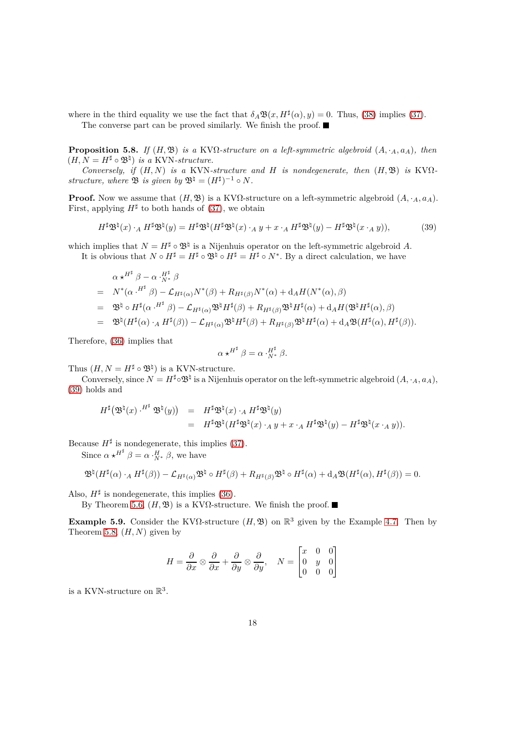where in the third equality we use the fact that $\delta_A\mathfrak{B}(x, H^\sharp(\alpha), y) = 0$. Thus, (38) implies (37).

The converse part can be proved similarly. We finish the proof. ■

**Proposition 5.8.** *If $(H, \mathfrak{B})$ is a KVΩ-structure on a left-symmetric algebroid $(A, \cdot_A, a_A)$, then $(H, N = H^\sharp \circ \mathfrak{B}^\natural)$ is a KVN-structure.*

*Conversely, if $(H, N)$ is a KVN-structure and $H$ is nondegenerate, then $(H, \mathfrak{B})$ is KVΩ-structure, where $\mathfrak{B}$ is given by $\mathfrak{B}^\natural = (H^\sharp)^{-1} \circ N$.*

**Proof.** Now we assume that $(H, \mathfrak{B})$ is a KVΩ-structure on a left-symmetric algebroid $(A, \cdot_A, a_A)$. First, applying $H^\sharp$ to both hands of (37), we obtain

$$H^\sharp\mathfrak{B}^\natural(x) \cdot_A H^\sharp\mathfrak{B}^\natural(y) = H^\sharp\mathfrak{B}^\natural(H^\sharp\mathfrak{B}^\natural(x) \cdot_A y + x \cdot_A H^\sharp\mathfrak{B}^\natural(y) - H^\sharp\mathfrak{B}^\natural(x \cdot_A y)), \tag{39}$$

which implies that $N = H^\sharp \circ \mathfrak{B}^\natural$ is a Nijenhuis operator on the left-symmetric algebroid $A$.

It is obvious that $N \circ H^\sharp = H^\sharp \circ \mathfrak{B}^\natural \circ H^\sharp = H^\sharp \circ N^*$. By a direct calculation, we have

$$\begin{aligned}
& \alpha \star^{H^\sharp} \beta - \alpha \cdot_{N^*}^{H^\sharp} \beta \\
= \ & N^*(\alpha \cdot^{H^\sharp} \beta) - \mathcal{L}_{H^\sharp(\alpha)} N^*(\beta) + R_{H^\sharp(\beta)} N^*(\alpha) + \mathrm{d}_A H(N^*(\alpha), \beta) \\
= \ & \mathfrak{B}^\natural \circ H^\sharp(\alpha \cdot^{H^\sharp} \beta) - \mathcal{L}_{H^\sharp(\alpha)} \mathfrak{B}^\natural H^\sharp(\beta) + R_{H^\sharp(\beta)} \mathfrak{B}^\natural H^\sharp(\alpha) + \mathrm{d}_A H(\mathfrak{B}^\natural H^\sharp(\alpha), \beta) \\
= \ & \mathfrak{B}^\natural(H^\sharp(\alpha) \cdot_A H^\sharp(\beta)) - \mathcal{L}_{H^\sharp(\alpha)} \mathfrak{B}^\natural H^\sharp(\beta) + R_{H^\sharp(\beta)} \mathfrak{B}^\natural H^\sharp(\alpha) + \mathrm{d}_A \mathfrak{B}(H^\sharp(\alpha), H^\sharp(\beta)).
\end{aligned}$$

Therefore, (36) implies that

$$\alpha \star^{H^\sharp} \beta = \alpha \cdot_{N^*}^{H^\sharp} \beta.$$

Thus $(H, N = H^\sharp \circ \mathfrak{B}^\natural)$ is a KVN-structure.

Conversely, since $N = H^\sharp \circ \mathfrak{B}^\natural$ is a Nijenhuis operator on the left-symmetric algebroid $(A, \cdot_A, a_A)$, (39) holds and

$$\begin{aligned}
H^\sharp\big(\mathfrak{B}^\natural(x) \cdot^{H^\sharp} \mathfrak{B}^\natural(y)\big) &= H^\sharp\mathfrak{B}^\natural(x) \cdot_A H^\sharp\mathfrak{B}^\natural(y) \\
&= H^\sharp\mathfrak{B}^\natural(H^\sharp\mathfrak{B}^\natural(x) \cdot_A y + x \cdot_A H^\sharp\mathfrak{B}^\natural(y) - H^\sharp\mathfrak{B}^\natural(x \cdot_A y)).
\end{aligned}$$

Because $H^\sharp$ is nondegenerate, this implies (37).

Since $\alpha \star^{H^\sharp} \beta = \alpha \cdot_{N^*}^{H} \beta$, we have

$$\mathfrak{B}^\natural(H^\sharp(\alpha) \cdot_A H^\sharp(\beta)) - \mathcal{L}_{H^\sharp(\alpha)} \mathfrak{B}^\natural \circ H^\sharp(\beta) + R_{H^\sharp(\beta)} \mathfrak{B}^\natural \circ H^\sharp(\alpha) + \mathrm{d}_A \mathfrak{B}(H^\sharp(\alpha), H^\sharp(\beta)) = 0.$$

Also, $H^\sharp$ is nondegenerate, this implies (36).

By Theorem 5.6, $(H, \mathfrak{B})$ is a KVΩ-structure. We finish the proof. ■

**Example 5.9.** Consider the KVΩ-structure $(H, \mathfrak{B})$ on $\mathbb{R}^3$ given by the Example 4.7. Then by Theorem 5.8, $(H, N)$ given by

$$H = \frac{\partial}{\partial x} \otimes \frac{\partial}{\partial x} + \frac{\partial}{\partial y} \otimes \frac{\partial}{\partial y}, \quad N = \begin{bmatrix} x & 0 & 0 \\ 0 & y & 0 \\ 0 & 0 & 0 \end{bmatrix}$$

is a KVN-structure on $\mathbb{R}^3$.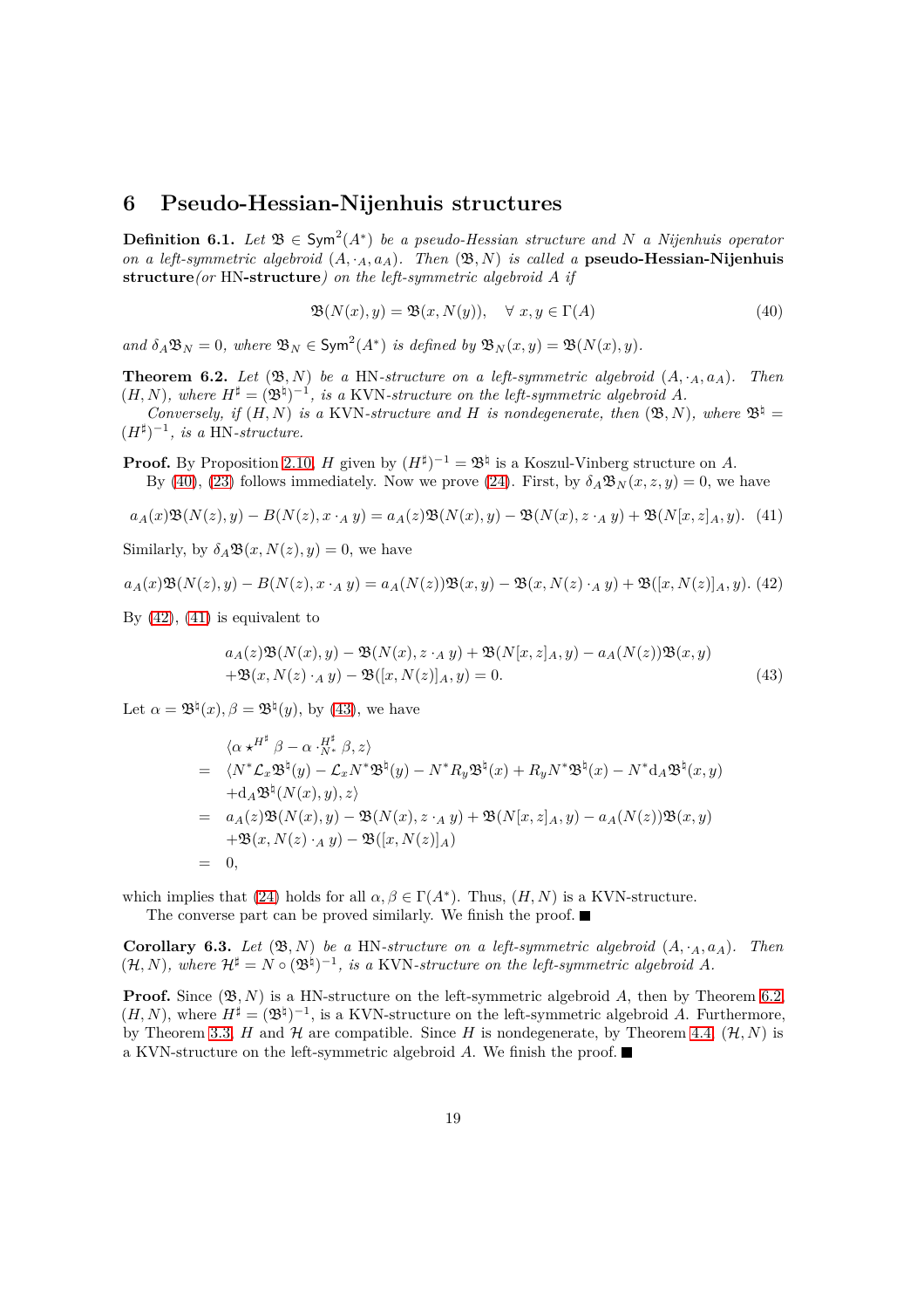# 6 Pseudo-Hessian-Nijenhuis structures

**Definition 6.1.** *Let $\mathfrak{B} \in \mathsf{Sym}^2(A^*)$ be a pseudo-Hessian structure and $N$ a Nijenhuis operator on a left-symmetric algebroid $(A, \cdot_A, a_A)$. Then $(\mathfrak{B}, N)$ is called a* **pseudo-Hessian-Nijenhuis structure***(or* HN**-structure***) on the left-symmetric algebroid $A$ if*

$$\mathfrak{B}(N(x), y) = \mathfrak{B}(x, N(y)), \quad \forall\ x, y \in \Gamma(A) \tag{40}$$

*and $\delta_A \mathfrak{B}_N = 0$, where $\mathfrak{B}_N \in \mathsf{Sym}^2(A^*)$ is defined by $\mathfrak{B}_N(x, y) = \mathfrak{B}(N(x), y)$.*

**Theorem 6.2.** *Let $(\mathfrak{B}, N)$ be a HN-structure on a left-symmetric algebroid $(A, \cdot_A, a_A)$. Then $(H, N)$, where $H^\sharp = (\mathfrak{B}^\natural)^{-1}$, is a* KVN*-structure on the left-symmetric algebroid $A$.*

*Conversely, if $(H, N)$ is a* KVN*-structure and $H$ is nondegenerate, then $(\mathfrak{B}, N)$, where $\mathfrak{B}^\natural = (H^\sharp)^{-1}$, is a* HN*-structure.*

**Proof.** By Proposition 2.10, $H$ given by $(H^\sharp)^{-1} = \mathfrak{B}^\natural$ is a Koszul-Vinberg structure on $A$.

By (40), (23) follows immediately. Now we prove (24). First, by $\delta_A \mathfrak{B}_N(x, z, y) = 0$, we have

$$a_A(x)\mathfrak{B}(N(z), y) - B(N(z), x \cdot_A y) = a_A(z)\mathfrak{B}(N(x), y) - \mathfrak{B}(N(x), z \cdot_A y) + \mathfrak{B}(N[x, z]_A, y). \tag{41}$$

Similarly, by $\delta_A \mathfrak{B}(x, N(z), y) = 0$, we have

$$a_A(x)\mathfrak{B}(N(z), y) - B(N(z), x \cdot_A y) = a_A(N(z))\mathfrak{B}(x, y) - \mathfrak{B}(x, N(z) \cdot_A y) + \mathfrak{B}([x, N(z)]_A, y). \tag{42}$$

By (42), (41) is equivalent to

$$\begin{aligned} & a_A(z)\mathfrak{B}(N(x), y) - \mathfrak{B}(N(x), z \cdot_A y) + \mathfrak{B}(N[x, z]_A, y) - a_A(N(z))\mathfrak{B}(x, y) \\ & + \mathfrak{B}(x, N(z) \cdot_A y) - \mathfrak{B}([x, N(z)]_A, y) = 0. \end{aligned} \tag{43}$$

Let $\alpha = \mathfrak{B}^\natural(x), \beta = \mathfrak{B}^\natural(y)$, by (43), we have

$$\begin{aligned} & \langle \alpha \star^{H^\sharp} \beta - \alpha \cdot^{H^\sharp}_{N^*} \beta, z \rangle \\ = \ & \langle N^* \mathcal{L}_x \mathfrak{B}^\natural(y) - \mathcal{L}_x N^* \mathfrak{B}^\natural(y) - N^* R_y \mathfrak{B}^\natural(x) + R_y N^* \mathfrak{B}^\natural(x) - N^* \mathrm{d}_A \mathfrak{B}^\natural(x, y) \\ & + \mathrm{d}_A \mathfrak{B}^\natural(N(x), y), z \rangle \\ = \ & a_A(z)\mathfrak{B}(N(x), y) - \mathfrak{B}(N(x), z \cdot_A y) + \mathfrak{B}(N[x, z]_A, y) - a_A(N(z))\mathfrak{B}(x, y) \\ & + \mathfrak{B}(x, N(z) \cdot_A y) - \mathfrak{B}([x, N(z)]_A) \\ = \ & 0, \end{aligned}$$

which implies that (24) holds for all $\alpha, \beta \in \Gamma(A^*)$. Thus, $(H, N)$ is a KVN-structure.

The converse part can be proved similarly. We finish the proof. ■

**Corollary 6.3.** *Let $(\mathfrak{B}, N)$ be a* HN*-structure on a left-symmetric algebroid $(A, \cdot_A, a_A)$. Then $(\mathcal{H}, N)$, where $\mathcal{H}^\sharp = N \circ (\mathfrak{B}^\natural)^{-1}$, is a* KVN*-structure on the left-symmetric algebroid $A$.*

**Proof.** Since $(\mathfrak{B}, N)$ is a HN-structure on the left-symmetric algebroid $A$, then by Theorem 6.2, $(H, N)$, where $H^\sharp = (\mathfrak{B}^\natural)^{-1}$, is a KVN-structure on the left-symmetric algebroid $A$. Furthermore, by Theorem 3.3, $H$ and $\mathcal{H}$ are compatible. Since $H$ is nondegenerate, by Theorem 4.4, $(\mathcal{H}, N)$ is a KVN-structure on the left-symmetric algebroid $A$. We finish the proof. ■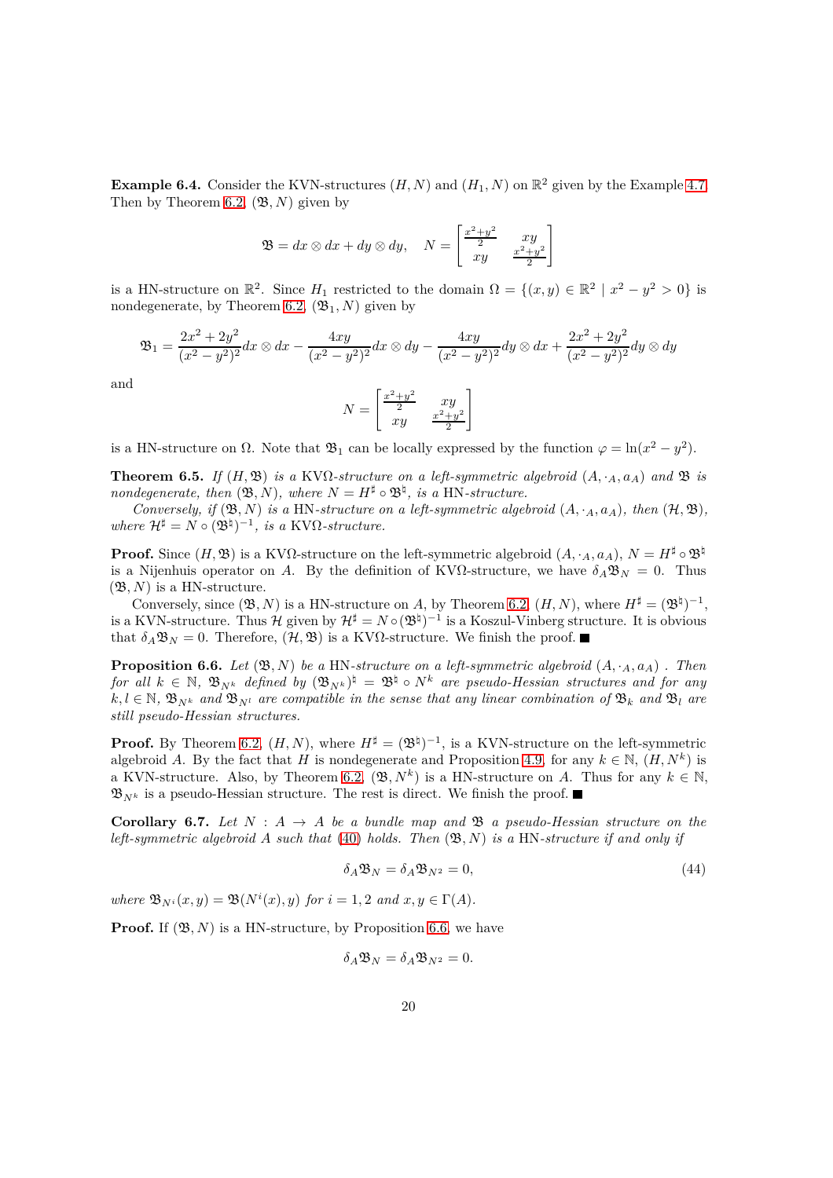**Example 6.4.** Consider the KVN-structures $(H, N)$ and $(H_1, N)$ on $\mathbb{R}^2$ given by the Example 4.7. Then by Theorem 6.2, $(\mathfrak{B}, N)$ given by

$$\mathfrak{B} = dx \otimes dx + dy \otimes dy, \quad N = \begin{bmatrix} \frac{x^2+y^2}{2} & xy \\ xy & \frac{x^2+y^2}{2} \end{bmatrix}$$

is a HN-structure on $\mathbb{R}^2$. Since $H_1$ restricted to the domain $\Omega = \{(x, y) \in \mathbb{R}^2 \mid x^2 - y^2 > 0\}$ is nondegenerate, by Theorem 6.2, $(\mathfrak{B}_1, N)$ given by

$$\mathfrak{B}_1 = \frac{2x^2+2y^2}{(x^2-y^2)^2} dx \otimes dx - \frac{4xy}{(x^2-y^2)^2} dx \otimes dy - \frac{4xy}{(x^2-y^2)^2} dy \otimes dx + \frac{2x^2+2y^2}{(x^2-y^2)^2} dy \otimes dy$$

and

$$N = \begin{bmatrix} \frac{x^2+y^2}{2} & xy \\ xy & \frac{x^2+y^2}{2} \end{bmatrix}$$

is a HN-structure on $\Omega$. Note that $\mathfrak{B}_1$ can be locally expressed by the function $\varphi = \ln(x^2 - y^2)$.

**Theorem 6.5.** *If $(H, \mathfrak{B})$ is a KV$\Omega$-structure on a left-symmetric algebroid $(A, \cdot_A, a_A)$ and $\mathfrak{B}$ is nondegenerate, then $(\mathfrak{B}, N)$, where $N = H^\sharp \circ \mathfrak{B}^\natural$, is a* HN*-structure.*

*Conversely, if $(\mathfrak{B}, N)$ is a* HN*-structure on a left-symmetric algebroid $(A, \cdot_A, a_A)$, then $(\mathcal{H}, \mathfrak{B})$, where $\mathcal{H}^\sharp = N \circ (\mathfrak{B}^\natural)^{-1}$, is a KV$\Omega$-structure.*

**Proof.** Since $(H, \mathfrak{B})$ is a KV$\Omega$-structure on the left-symmetric algebroid $(A, \cdot_A, a_A)$, $N = H^\sharp \circ \mathfrak{B}^\natural$ is a Nijenhuis operator on $A$. By the definition of KV$\Omega$-structure, we have $\delta_A \mathfrak{B}_N = 0$. Thus $(\mathfrak{B}, N)$ is a HN-structure.

Conversely, since $(\mathfrak{B}, N)$ is a HN-structure on $A$, by Theorem 6.2, $(H, N)$, where $H^\sharp = (\mathfrak{B}^\natural)^{-1}$, is a KVN-structure. Thus $\mathcal{H}$ given by $\mathcal{H}^\sharp = N \circ (\mathfrak{B}^\natural)^{-1}$ is a Koszul-Vinberg structure. It is obvious that $\delta_A \mathfrak{B}_N = 0$. Therefore, $(\mathcal{H}, \mathfrak{B})$ is a KV$\Omega$-structure. We finish the proof. ■

**Proposition 6.6.** *Let $(\mathfrak{B}, N)$ be a* HN*-structure on a left-symmetric algebroid $(A, \cdot_A, a_A)$ . Then for all $k \in \mathbb{N}$, $\mathfrak{B}_{N^k}$ defined by $(\mathfrak{B}_{N^k})^\natural = \mathfrak{B}^\natural \circ N^k$ are pseudo-Hessian structures and for any $k, l \in \mathbb{N}$, $\mathfrak{B}_{N^k}$ and $\mathfrak{B}_{N^l}$ are compatible in the sense that any linear combination of $\mathfrak{B}_k$ and $\mathfrak{B}_l$ are still pseudo-Hessian structures.*

**Proof.** By Theorem 6.2, $(H, N)$, where $H^\sharp = (\mathfrak{B}^\natural)^{-1}$, is a KVN-structure on the left-symmetric algebroid $A$. By the fact that $H$ is nondegenerate and Proposition 4.9, for any $k \in \mathbb{N}$, $(H, N^k)$ is a KVN-structure. Also, by Theorem 6.2, $(\mathfrak{B}, N^k)$ is a HN-structure on $A$. Thus for any $k \in \mathbb{N}$, $\mathfrak{B}_{N^k}$ is a pseudo-Hessian structure. The rest is direct. We finish the proof. ■

**Corollary 6.7.** *Let $N : A \to A$ be a bundle map and $\mathfrak{B}$ a pseudo-Hessian structure on the left-symmetric algebroid $A$ such that (40) holds. Then $(\mathfrak{B}, N)$ is a* HN*-structure if and only if*

$$\delta_A \mathfrak{B}_N = \delta_A \mathfrak{B}_{N^2} = 0, \tag{44}$$

*where $\mathfrak{B}_{N^i}(x, y) = \mathfrak{B}(N^i(x), y)$ for $i = 1, 2$ and $x, y \in \Gamma(A)$.*

**Proof.** If $(\mathfrak{B}, N)$ is a HN-structure, by Proposition 6.6, we have

$$\delta_A \mathfrak{B}_N = \delta_A \mathfrak{B}_{N^2} = 0.$$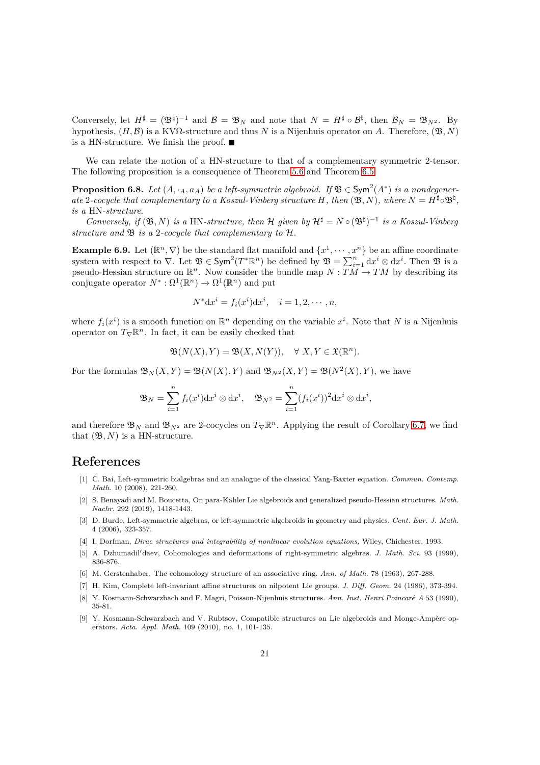Conversely, let $H^\sharp = (\mathfrak{B}^\natural)^{-1}$ and $\mathcal{B} = \mathfrak{B}_N$ and note that $N = H^\sharp \circ \mathcal{B}^\natural$, then $\mathcal{B}_N = \mathfrak{B}_{N^2}$. By hypothesis, $(H, \mathcal{B})$ is a KV$\Omega$-structure and thus $N$ is a Nijenhuis operator on $A$. Therefore, $(\mathfrak{B}, N)$ is a HN-structure. We finish the proof. ■

We can relate the notion of a HN-structure to that of a complementary symmetric 2-tensor. The following proposition is a consequence of Theorem 5.6 and Theorem 6.5.

**Proposition 6.8.** *Let $(A, \cdot_A, a_A)$ be a left-symmetric algebroid. If $\mathfrak{B} \in \mathsf{Sym}^2(A^*)$ is a nondegenerate 2-cocycle that complementary to a Koszul-Vinberg structure $H$, then $(\mathfrak{B}, N)$, where $N = H^\sharp \circ \mathfrak{B}^\natural$, is a* HN*-structure.*

*Conversely, if $(\mathfrak{B}, N)$ is a* HN*-structure, then $\mathcal{H}$ given by $\mathcal{H}^\sharp = N \circ (\mathfrak{B}^\natural)^{-1}$ is a Koszul-Vinberg structure and $\mathfrak{B}$ is a 2-cocycle that complementary to $\mathcal{H}$.*

**Example 6.9.** Let $(\mathbb{R}^n, \nabla)$ be the standard flat manifold and $\{x^1, \cdots, x^n\}$ be an affine coordinate system with respect to $\nabla$. Let $\mathfrak{B} \in \mathsf{Sym}^2(T^*\mathbb{R}^n)$ be defined by $\mathfrak{B} = \sum_{i=1}^n \mathrm{d}x^i \otimes \mathrm{d}x^i$. Then $\mathfrak{B}$ is a pseudo-Hessian structure on $\mathbb{R}^n$. Now consider the bundle map $N : TM \to TM$ by describing its conjugate operator $N^* : \Omega^1(\mathbb{R}^n) \to \Omega^1(\mathbb{R}^n)$ and put

$$N^* \mathrm{d}x^i = f_i(x^i)\mathrm{d}x^i, \quad i = 1, 2, \cdots, n,$$

where $f_i(x^i)$ is a smooth function on $\mathbb{R}^n$ depending on the variable $x^i$. Note that $N$ is a Nijenhuis operator on $T_\nabla \mathbb{R}^n$. In fact, it can be easily checked that

$$\mathfrak{B}(N(X), Y) = \mathfrak{B}(X, N(Y)), \quad \forall\ X, Y \in \mathfrak{X}(\mathbb{R}^n).$$

For the formulas $\mathfrak{B}_N(X, Y) = \mathfrak{B}(N(X), Y)$ and $\mathfrak{B}_{N^2}(X, Y) = \mathfrak{B}(N^2(X), Y)$, we have

$$\mathfrak{B}_N = \sum_{i=1}^n f_i(x^i)\mathrm{d}x^i \otimes \mathrm{d}x^i, \quad \mathfrak{B}_{N^2} = \sum_{i=1}^n (f_i(x^i))^2 \mathrm{d}x^i \otimes \mathrm{d}x^i,$$

and therefore $\mathfrak{B}_N$ and $\mathfrak{B}_{N^2}$ are 2-cocycles on $T_\nabla \mathbb{R}^n$. Applying the result of Corollary 6.7, we find that $(\mathfrak{B}, N)$ is a HN-structure.

# References

[1] C. Bai, Left-symmetric bialgebras and an analogue of the classical Yang-Baxter equation. *Commun. Contemp. Math.* 10 (2008), 221-260.

[2] S. Benayadi and M. Boucetta, On para-Kähler Lie algebroids and generalized pseudo-Hessian structures. *Math. Nachr.* 292 (2019), 1418-1443.

[3] D. Burde, Left-symmetric algebras, or left-symmetric algebroids in geometry and physics. *Cent. Eur. J. Math.* 4 (2006), 323-357.

[4] I. Dorfman, *Dirac structures and integrability of nonlinear evolution equations,* Wiley, Chichester, 1993.

[5] A. Dzhumadil′daev, Cohomologies and deformations of right-symmetric algebras. *J. Math. Sci.* 93 (1999), 836-876.

[6] M. Gerstenhaber, The cohomology structure of an associative ring. *Ann. of Math.* 78 (1963), 267-288.

[7] H. Kim, Complete left-invariant affine structures on nilpotent Lie groups. *J. Diff. Geom.* 24 (1986), 373-394.

[8] Y. Kosmann-Schwarzbach and F. Magri, Poisson-Nijenhuis structures. *Ann. Inst. Henri Poincaré A* 53 (1990), 35-81.

[9] Y. Kosmann-Schwarzbach and V. Rubtsov, Compatible structures on Lie algebroids and Monge-Ampère operators. *Acta. Appl. Math.* 109 (2010), no. 1, 101-135.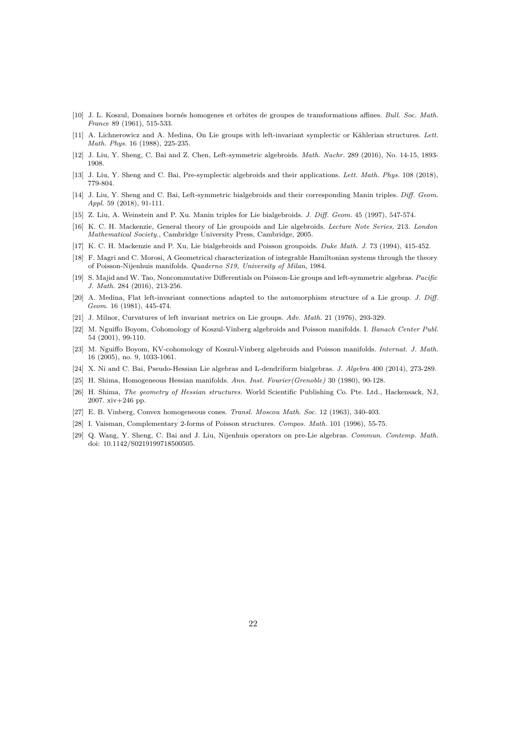[10] J. L. Koszul, Domaines bornés homogenes et orbites de groupes de transformations affines. *Bull. Soc. Math. France* 89 (1961), 515-533.

[11] A. Lichnerowicz and A. Medina, On Lie groups with left-invariant symplectic or Kählerian structures. *Lett. Math. Phys.* 16 (1988), 225-235.

[12] J. Liu, Y. Sheng, C. Bai and Z. Chen, Left-symmetric algebroids. *Math. Nachr.* 289 (2016), No. 14-15, 1893-1908.

[13] J. Liu, Y. Sheng and C. Bai, Pre-symplectic algebroids and their applications. *Lett. Math. Phys.* 108 (2018), 779-804.

[14] J. Liu, Y. Sheng and C. Bai, Left-symmetric bialgebroids and their corresponding Manin triples. *Diff. Geom. Appl.* 59 (2018), 91-111.

[15] Z. Liu, A. Weinstein and P. Xu. Manin triples for Lie bialgebroids. *J. Diff. Geom.* 45 (1997), 547-574.

[16] K. C. H. Mackenzie, General theory of Lie groupoids and Lie algebroids. *Lecture Note Series,* 213. *London Mathematical Society.*, Cambridge University Press, Cambridge, 2005.

[17] K. C. H. Mackenzie and P. Xu, Lie bialgebroids and Poisson groupoids. *Duke Math. J.* 73 (1994), 415-452.

[18] F. Magri and C. Morosi, A Geometrical characterization of integrable Hamiltonian systems through the theory of Poisson-Nijenhuis manifolds. *Quaderno S19, University of Milan*, 1984.

[19] S. Majid and W. Tao, Noncommutative Differentials on Poisson-Lie groups and left-symmetric algebras. *Pacific J. Math.* 284 (2016), 213-256.

[20] A. Medina, Flat left-invariant connections adapted to the automorphism structure of a Lie group. *J. Diff. Geom.* 16 (1981), 445-474.

[21] J. Milnor, Curvatures of left invariant metrics on Lie groups. *Adv. Math.* 21 (1976), 293-329.

[22] M. Nguiffo Boyom, Cohomology of Koszul-Vinberg algebroids and Poisson manifolds. I. *Banach Center Publ.* 54 (2001), 99-110.

[23] M. Nguiffo Boyom, KV-cohomology of Koszul-Vinberg algebroids and Poisson manifolds. *Internat. J. Math.* 16 (2005), no. 9, 1033-1061.

[24] X. Ni and C. Bai, Pseudo-Hessian Lie algebras and L-dendriform bialgebras. *J. Algebra* 400 (2014), 273-289.

[25] H. Shima, Homogeneous Hessian manifolds. *Ann. Inst. Fourier(Grenoble)* 30 (1980), 90-128.

[26] H. Shima, *The geometry of Hessian structures.* World Scientific Publishing Co. Pte. Ltd., Hackensack, NJ, 2007. xiv+246 pp.

[27] E. B. Vinberg, Convex homogeneous cones. *Transl. Moscou Math. Soc.* 12 (1963), 340-403.

[28] I. Vaisman, Complementary 2-forms of Poisson structures. *Compos. Math.* 101 (1996), 55-75.

[29] Q. Wang, Y. Sheng, C. Bai and J. Liu, Nijenhuis operators on pre-Lie algebras. *Commun. Contemp. Math.* doi: 10.1142/S0219199718500505.